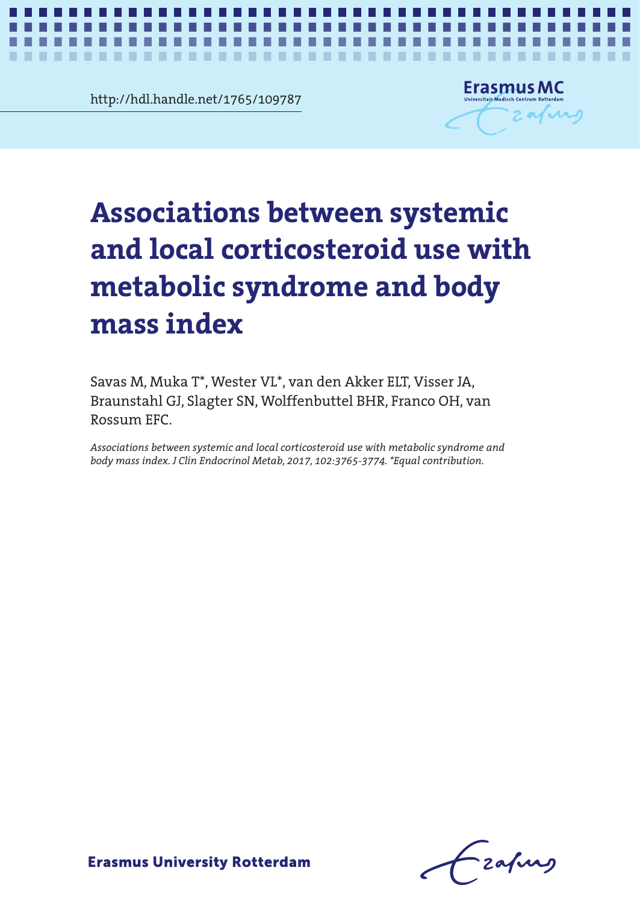http://hdl.handle.net/1765/109787

# Associations between systemic and local corticosteroid use with metabolic syndrome and body mass index

Savas M, Muka T*, Wester VL*, van den Akker ELT, Visser JA, Braunstahl GJ, Slagter SN, Wolffenbuttel BHR, Franco OH, van Rossum EFC.

*Associations between systemic and local corticosteroid use with metabolic syndrome and body mass index. J Clin Endocrinol Metab, 2017, 102:3765-3774. *Equal contribution.*

Erasmus University Rotterdam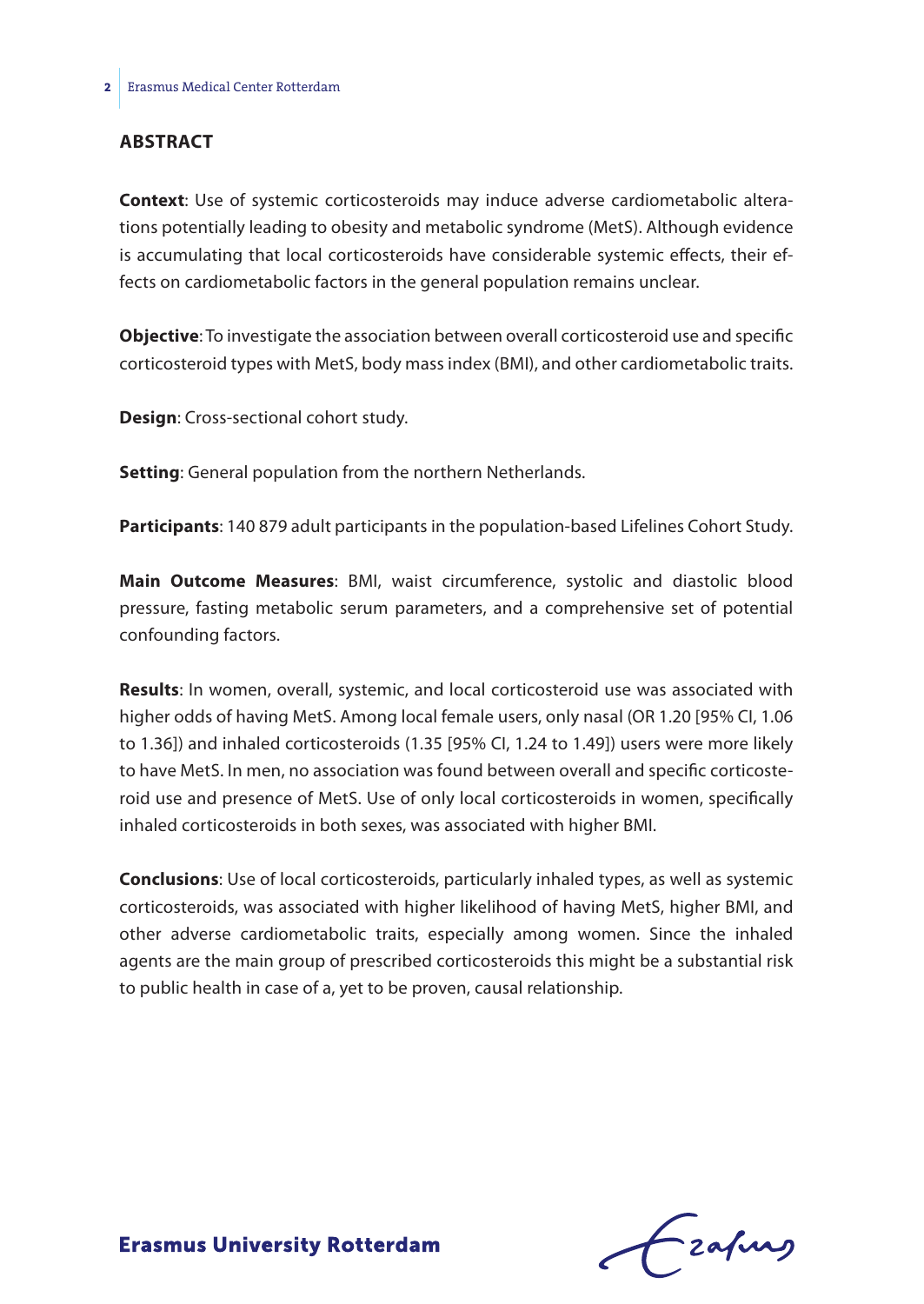## ABSTRACT

**Context**: Use of systemic corticosteroids may induce adverse cardiometabolic alterations potentially leading to obesity and metabolic syndrome (MetS). Although evidence is accumulating that local corticosteroids have considerable systemic effects, their effects on cardiometabolic factors in the general population remains unclear.

**Objective**: To investigate the association between overall corticosteroid use and specific corticosteroid types with MetS, body mass index (BMI), and other cardiometabolic traits.

**Design**: Cross-sectional cohort study.

**Setting**: General population from the northern Netherlands.

**Participants**: 140 879 adult participants in the population-based Lifelines Cohort Study.

**Main Outcome Measures**: BMI, waist circumference, systolic and diastolic blood pressure, fasting metabolic serum parameters, and a comprehensive set of potential confounding factors.

**Results**: In women, overall, systemic, and local corticosteroid use was associated with higher odds of having MetS. Among local female users, only nasal (OR 1.20 [95% CI, 1.06 to 1.36]) and inhaled corticosteroids (1.35 [95% CI, 1.24 to 1.49]) users were more likely to have MetS. In men, no association was found between overall and specific corticosteroid use and presence of MetS. Use of only local corticosteroids in women, specifically inhaled corticosteroids in both sexes, was associated with higher BMI.

**Conclusions**: Use of local corticosteroids, particularly inhaled types, as well as systemic corticosteroids, was associated with higher likelihood of having MetS, higher BMI, and other adverse cardiometabolic traits, especially among women. Since the inhaled agents are the main group of prescribed corticosteroids this might be a substantial risk to public health in case of a, yet to be proven, causal relationship.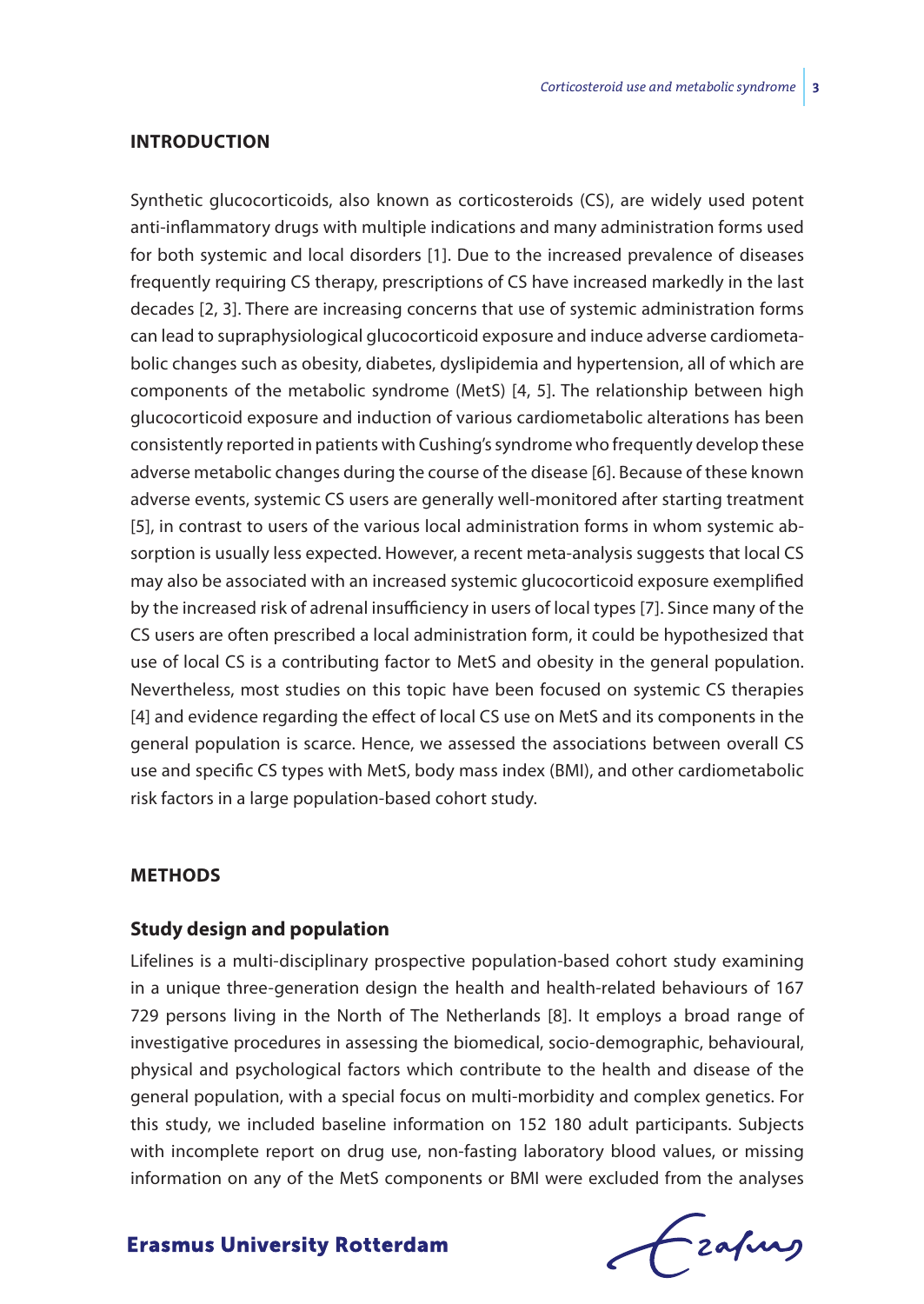## INTRODUCTION

Synthetic glucocorticoids, also known as corticosteroids (CS), are widely used potent anti-inflammatory drugs with multiple indications and many administration forms used for both systemic and local disorders [1]. Due to the increased prevalence of diseases frequently requiring CS therapy, prescriptions of CS have increased markedly in the last decades [2, 3]. There are increasing concerns that use of systemic administration forms can lead to supraphysiological glucocorticoid exposure and induce adverse cardiometabolic changes such as obesity, diabetes, dyslipidemia and hypertension, all of which are components of the metabolic syndrome (MetS) [4, 5]. The relationship between high glucocorticoid exposure and induction of various cardiometabolic alterations has been consistently reported in patients with Cushing's syndrome who frequently develop these adverse metabolic changes during the course of the disease [6]. Because of these known adverse events, systemic CS users are generally well-monitored after starting treatment [5], in contrast to users of the various local administration forms in whom systemic absorption is usually less expected. However, a recent meta-analysis suggests that local CS may also be associated with an increased systemic glucocorticoid exposure exemplified by the increased risk of adrenal insufficiency in users of local types [7]. Since many of the CS users are often prescribed a local administration form, it could be hypothesized that use of local CS is a contributing factor to MetS and obesity in the general population. Nevertheless, most studies on this topic have been focused on systemic CS therapies [4] and evidence regarding the effect of local CS use on MetS and its components in the general population is scarce. Hence, we assessed the associations between overall CS use and specific CS types with MetS, body mass index (BMI), and other cardiometabolic risk factors in a large population-based cohort study.

## METHODS

### Study design and population

Lifelines is a multi-disciplinary prospective population-based cohort study examining in a unique three-generation design the health and health-related behaviours of 167 729 persons living in the North of The Netherlands [8]. It employs a broad range of investigative procedures in assessing the biomedical, socio-demographic, behavioural, physical and psychological factors which contribute to the health and disease of the general population, with a special focus on multi-morbidity and complex genetics. For this study, we included baseline information on 152 180 adult participants. Subjects with incomplete report on drug use, non-fasting laboratory blood values, or missing information on any of the MetS components or BMI were excluded from the analyses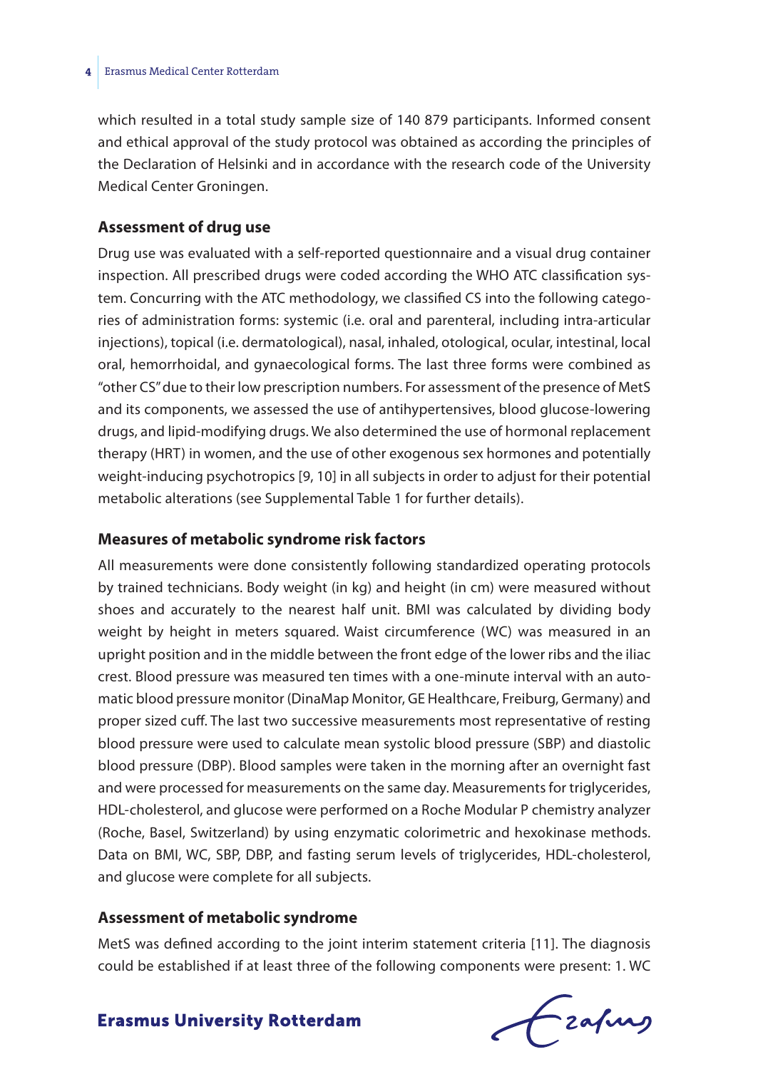which resulted in a total study sample size of 140 879 participants. Informed consent and ethical approval of the study protocol was obtained as according the principles of the Declaration of Helsinki and in accordance with the research code of the University Medical Center Groningen.

### Assessment of drug use

Drug use was evaluated with a self-reported questionnaire and a visual drug container inspection. All prescribed drugs were coded according the WHO ATC classification system. Concurring with the ATC methodology, we classified CS into the following categories of administration forms: systemic (i.e. oral and parenteral, including intra-articular injections), topical (i.e. dermatological), nasal, inhaled, otological, ocular, intestinal, local oral, hemorrhoidal, and gynaecological forms. The last three forms were combined as "other CS" due to their low prescription numbers. For assessment of the presence of MetS and its components, we assessed the use of antihypertensives, blood glucose-lowering drugs, and lipid-modifying drugs. We also determined the use of hormonal replacement therapy (HRT) in women, and the use of other exogenous sex hormones and potentially weight-inducing psychotropics [9, 10] in all subjects in order to adjust for their potential metabolic alterations (see Supplemental Table 1 for further details).

### Measures of metabolic syndrome risk factors

All measurements were done consistently following standardized operating protocols by trained technicians. Body weight (in kg) and height (in cm) were measured without shoes and accurately to the nearest half unit. BMI was calculated by dividing body weight by height in meters squared. Waist circumference (WC) was measured in an upright position and in the middle between the front edge of the lower ribs and the iliac crest. Blood pressure was measured ten times with a one-minute interval with an automatic blood pressure monitor (DinaMap Monitor, GE Healthcare, Freiburg, Germany) and proper sized cuff. The last two successive measurements most representative of resting blood pressure were used to calculate mean systolic blood pressure (SBP) and diastolic blood pressure (DBP). Blood samples were taken in the morning after an overnight fast and were processed for measurements on the same day. Measurements for triglycerides, HDL-cholesterol, and glucose were performed on a Roche Modular P chemistry analyzer (Roche, Basel, Switzerland) by using enzymatic colorimetric and hexokinase methods. Data on BMI, WC, SBP, DBP, and fasting serum levels of triglycerides, HDL-cholesterol, and glucose were complete for all subjects.

### Assessment of metabolic syndrome

MetS was defined according to the joint interim statement criteria [11]. The diagnosis could be established if at least three of the following components were present: 1. WC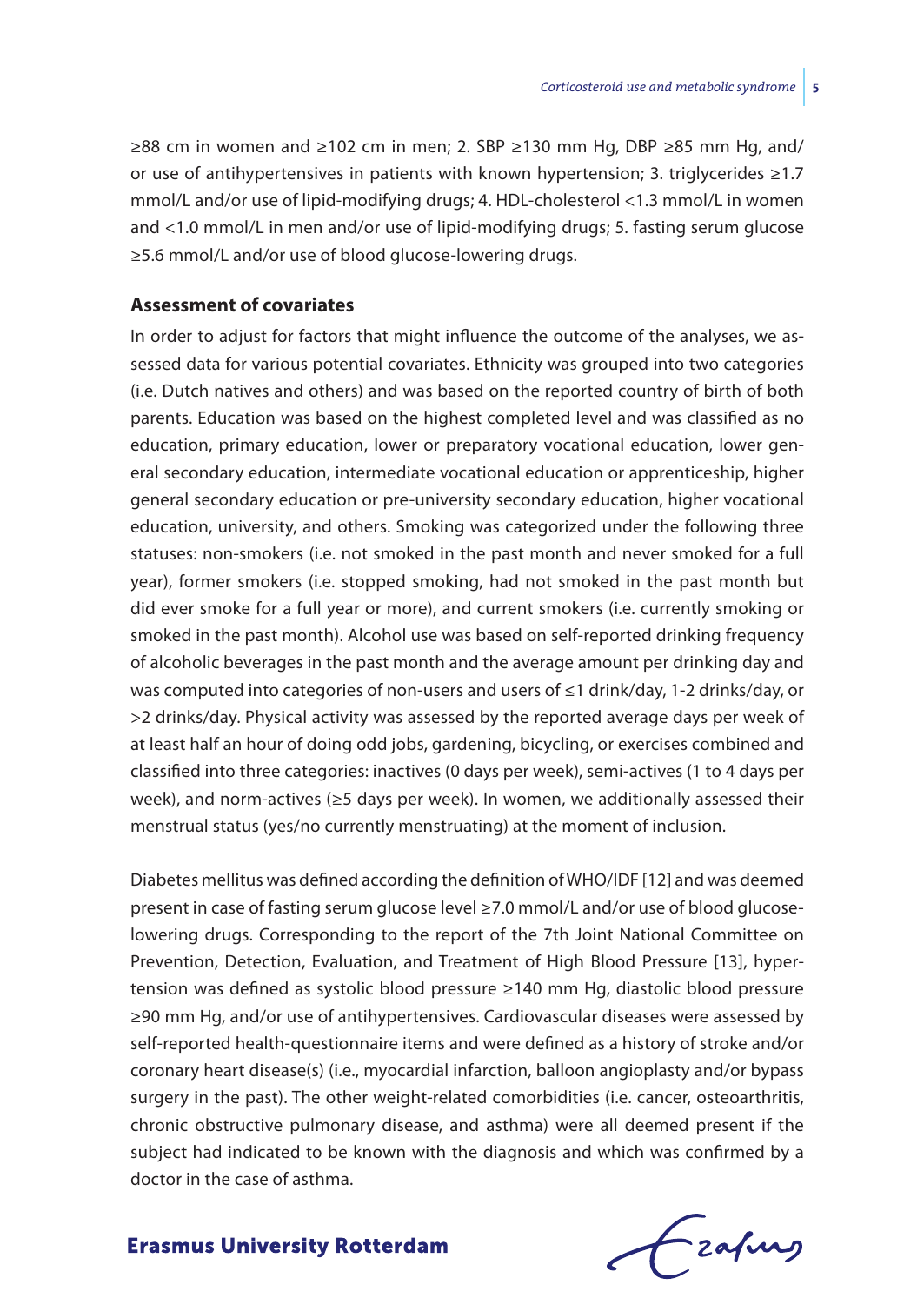≥88 cm in women and ≥102 cm in men; 2. SBP ≥130 mm Hg, DBP ≥85 mm Hg, and/or use of antihypertensives in patients with known hypertension; 3. triglycerides ≥1.7 mmol/L and/or use of lipid-modifying drugs; 4. HDL-cholesterol <1.3 mmol/L in women and <1.0 mmol/L in men and/or use of lipid-modifying drugs; 5. fasting serum glucose ≥5.6 mmol/L and/or use of blood glucose-lowering drugs.

### Assessment of covariates

In order to adjust for factors that might influence the outcome of the analyses, we assessed data for various potential covariates. Ethnicity was grouped into two categories (i.e. Dutch natives and others) and was based on the reported country of birth of both parents. Education was based on the highest completed level and was classified as no education, primary education, lower or preparatory vocational education, lower general secondary education, intermediate vocational education or apprenticeship, higher general secondary education or pre-university secondary education, higher vocational education, university, and others. Smoking was categorized under the following three statuses: non-smokers (i.e. not smoked in the past month and never smoked for a full year), former smokers (i.e. stopped smoking, had not smoked in the past month but did ever smoke for a full year or more), and current smokers (i.e. currently smoking or smoked in the past month). Alcohol use was based on self-reported drinking frequency of alcoholic beverages in the past month and the average amount per drinking day and was computed into categories of non-users and users of ≤1 drink/day, 1-2 drinks/day, or >2 drinks/day. Physical activity was assessed by the reported average days per week of at least half an hour of doing odd jobs, gardening, bicycling, or exercises combined and classified into three categories: inactives (0 days per week), semi-actives (1 to 4 days per week), and norm-actives (≥5 days per week). In women, we additionally assessed their menstrual status (yes/no currently menstruating) at the moment of inclusion.

Diabetes mellitus was defined according the definition of WHO/IDF [12] and was deemed present in case of fasting serum glucose level ≥7.0 mmol/L and/or use of blood glucose-lowering drugs. Corresponding to the report of the 7th Joint National Committee on Prevention, Detection, Evaluation, and Treatment of High Blood Pressure [13], hypertension was defined as systolic blood pressure ≥140 mm Hg, diastolic blood pressure ≥90 mm Hg, and/or use of antihypertensives. Cardiovascular diseases were assessed by self-reported health-questionnaire items and were defined as a history of stroke and/or coronary heart disease(s) (i.e., myocardial infarction, balloon angioplasty and/or bypass surgery in the past). The other weight-related comorbidities (i.e. cancer, osteoarthritis, chronic obstructive pulmonary disease, and asthma) were all deemed present if the subject had indicated to be known with the diagnosis and which was confirmed by a doctor in the case of asthma.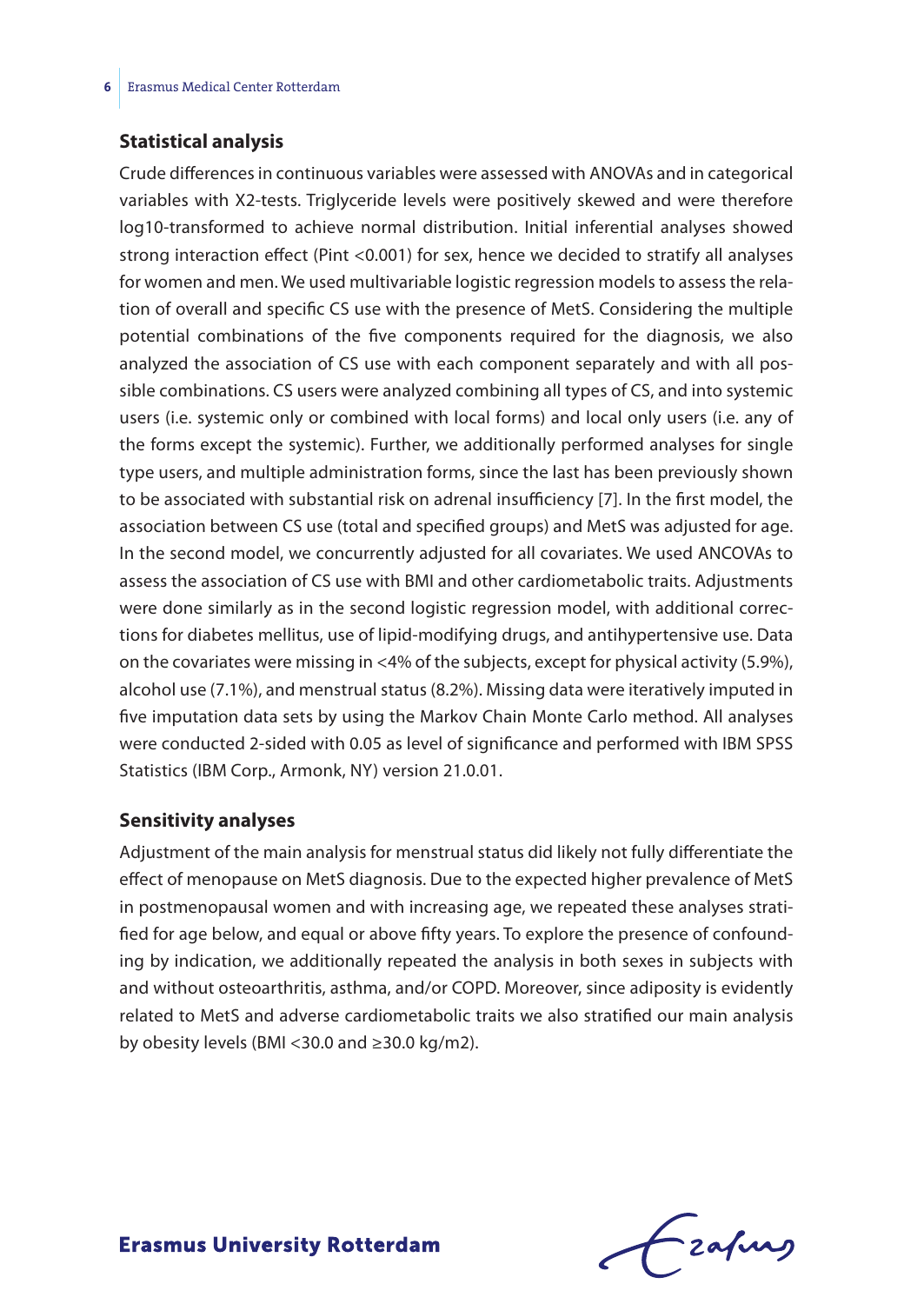## Statistical analysis

Crude differences in continuous variables were assessed with ANOVAs and in categorical variables with X2-tests. Triglyceride levels were positively skewed and were therefore log10-transformed to achieve normal distribution. Initial inferential analyses showed strong interaction effect (Pint <0.001) for sex, hence we decided to stratify all analyses for women and men. We used multivariable logistic regression models to assess the relation of overall and specific CS use with the presence of MetS. Considering the multiple potential combinations of the five components required for the diagnosis, we also analyzed the association of CS use with each component separately and with all possible combinations. CS users were analyzed combining all types of CS, and into systemic users (i.e. systemic only or combined with local forms) and local only users (i.e. any of the forms except the systemic). Further, we additionally performed analyses for single type users, and multiple administration forms, since the last has been previously shown to be associated with substantial risk on adrenal insufficiency [7]. In the first model, the association between CS use (total and specified groups) and MetS was adjusted for age. In the second model, we concurrently adjusted for all covariates. We used ANCOVAs to assess the association of CS use with BMI and other cardiometabolic traits. Adjustments were done similarly as in the second logistic regression model, with additional corrections for diabetes mellitus, use of lipid-modifying drugs, and antihypertensive use. Data on the covariates were missing in <4% of the subjects, except for physical activity (5.9%), alcohol use (7.1%), and menstrual status (8.2%). Missing data were iteratively imputed in five imputation data sets by using the Markov Chain Monte Carlo method. All analyses were conducted 2-sided with 0.05 as level of significance and performed with IBM SPSS Statistics (IBM Corp., Armonk, NY) version 21.0.01.

## Sensitivity analyses

Adjustment of the main analysis for menstrual status did likely not fully differentiate the effect of menopause on MetS diagnosis. Due to the expected higher prevalence of MetS in postmenopausal women and with increasing age, we repeated these analyses stratified for age below, and equal or above fifty years. To explore the presence of confounding by indication, we additionally repeated the analysis in both sexes in subjects with and without osteoarthritis, asthma, and/or COPD. Moreover, since adiposity is evidently related to MetS and adverse cardiometabolic traits we also stratified our main analysis by obesity levels (BMI <30.0 and ≥30.0 kg/m2).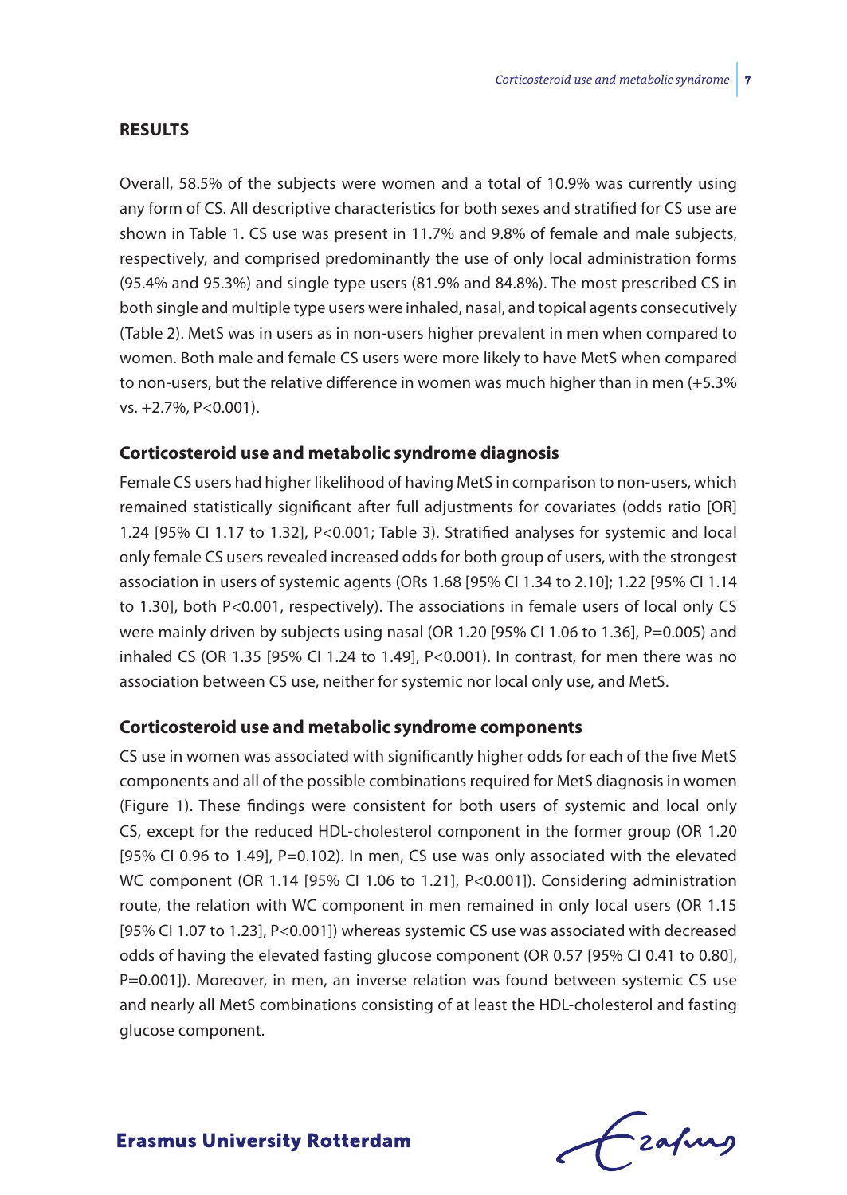## RESULTS

Overall, 58.5% of the subjects were women and a total of 10.9% was currently using any form of CS. All descriptive characteristics for both sexes and stratified for CS use are shown in Table 1. CS use was present in 11.7% and 9.8% of female and male subjects, respectively, and comprised predominantly the use of only local administration forms (95.4% and 95.3%) and single type users (81.9% and 84.8%). The most prescribed CS in both single and multiple type users were inhaled, nasal, and topical agents consecutively (Table 2). MetS was in users as in non-users higher prevalent in men when compared to women. Both male and female CS users were more likely to have MetS when compared to non-users, but the relative difference in women was much higher than in men (+5.3% vs. +2.7%, P<0.001).

### Corticosteroid use and metabolic syndrome diagnosis

Female CS users had higher likelihood of having MetS in comparison to non-users, which remained statistically significant after full adjustments for covariates (odds ratio [OR] 1.24 [95% CI 1.17 to 1.32], P<0.001; Table 3). Stratified analyses for systemic and local only female CS users revealed increased odds for both group of users, with the strongest association in users of systemic agents (ORs 1.68 [95% CI 1.34 to 2.10]; 1.22 [95% CI 1.14 to 1.30], both P<0.001, respectively). The associations in female users of local only CS were mainly driven by subjects using nasal (OR 1.20 [95% CI 1.06 to 1.36], P=0.005) and inhaled CS (OR 1.35 [95% CI 1.24 to 1.49], P<0.001). In contrast, for men there was no association between CS use, neither for systemic nor local only use, and MetS.

### Corticosteroid use and metabolic syndrome components

CS use in women was associated with significantly higher odds for each of the five MetS components and all of the possible combinations required for MetS diagnosis in women (Figure 1). These findings were consistent for both users of systemic and local only CS, except for the reduced HDL-cholesterol component in the former group (OR 1.20 [95% CI 0.96 to 1.49], P=0.102). In men, CS use was only associated with the elevated WC component (OR 1.14 [95% CI 1.06 to 1.21], P<0.001]). Considering administration route, the relation with WC component in men remained in only local users (OR 1.15 [95% CI 1.07 to 1.23], P<0.001]) whereas systemic CS use was associated with decreased odds of having the elevated fasting glucose component (OR 0.57 [95% CI 0.41 to 0.80], P=0.001]). Moreover, in men, an inverse relation was found between systemic CS use and nearly all MetS combinations consisting of at least the HDL-cholesterol and fasting glucose component.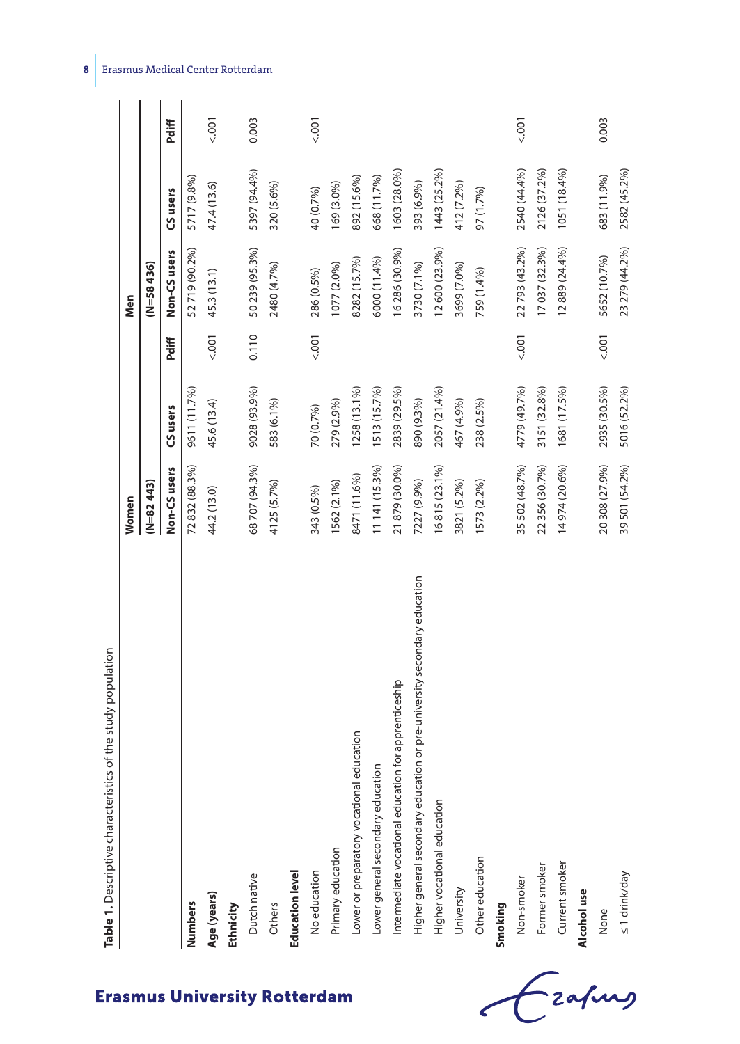**Table 1.** Descriptive characteristics of the study population

| | Women | | | Men | | |
|---|---|---|---|---|---|---|
| | (N=82 443) | | | (N=58 436) | | |
| | Non-CS users | CS users | Pdiff | Non-CS users | CS users | Pdiff |
| **Numbers** | 72 832 (88.3%) | 9611 (11.7%) | | 52 719 (90.2%) | 5717 (9.8%) | |
| **Age (years)** | 44.2 (13.0) | 45.6 (13.4) | <.001 | 45.3 (13.1) | 47.4 (13.6) | <.001 |
| **Ethnicity** | | | | | | |
| Dutch native | 68 707 (94.3%) | 9028 (93.9%) | 0.110 | 50 239 (95.3%) | 5397 (94.4%) | 0.003 |
| Others | 4125 (5.7%) | 583 (6.1%) | | 2480 (4.7%) | 320 (5.6%) | |
| **Education level** | | | | | | |
| No education | 343 (0.5%) | 70 (0.7%) | <.001 | 286 (0.5%) | 40 (0.7%) | <.001 |
| Primary education | 1562 (2.1%) | 279 (2.9%) | | 1077 (2.0%) | 169 (3.0%) | |
| Lower or preparatory vocational education | 8471 (11.6%) | 1258 (13.1%) | | 8282 (15.7%) | 892 (15.6%) | |
| Lower general secondary education | 11 141 (15.3%) | 1513 (15.7%) | | 6000 (11.4%) | 668 (11.7%) | |
| Intermediate vocational education for apprenticeship | 21 879 (30.0%) | 2839 (29.5%) | | 16 286 (30.9%) | 1603 (28.0%) | |
| Higher general secondary education or pre-university secondary education | 7227 (9.9%) | 890 (9.3%) | | 3730 (7.1%) | 393 (6.9%) | |
| Higher vocational education | 16 815 (23.1%) | 2057 (21.4%) | | 12 600 (23.9%) | 1443 (25.2%) | |
| University | 3821 (5.2%) | 467 (4.9%) | | 3699 (7.0%) | 412 (7.2%) | |
| Other education | 1573 (2.2%) | 238 (2.5%) | | 759 (1.4%) | 97 (1.7%) | |
| **Smoking** | | | | | | |
| Non-smoker | 35 502 (48.7%) | 4779 (49.7%) | <.001 | 22 793 (43.2%) | 2540 (44.4%) | <.001 |
| Former smoker | 22 356 (30.7%) | 3151 (32.8%) | | 17 037 (32.3%) | 2126 (37.2%) | |
| Current smoker | 14 974 (20.6%) | 1681 (17.5%) | | 12 889 (24.4%) | 1051 (18.4%) | |
| **Alcohol use** | | | | | | |
| None | 20 308 (27.9%) | 2935 (30.5%) | <.001 | 5652 (10.7%) | 683 (11.9%) | 0.003 |
| ≤ 1 drink/day | 39 501 (54.2%) | 5016 (52.2%) | | 23 279 (44.2%) | 2582 (45.2%) | |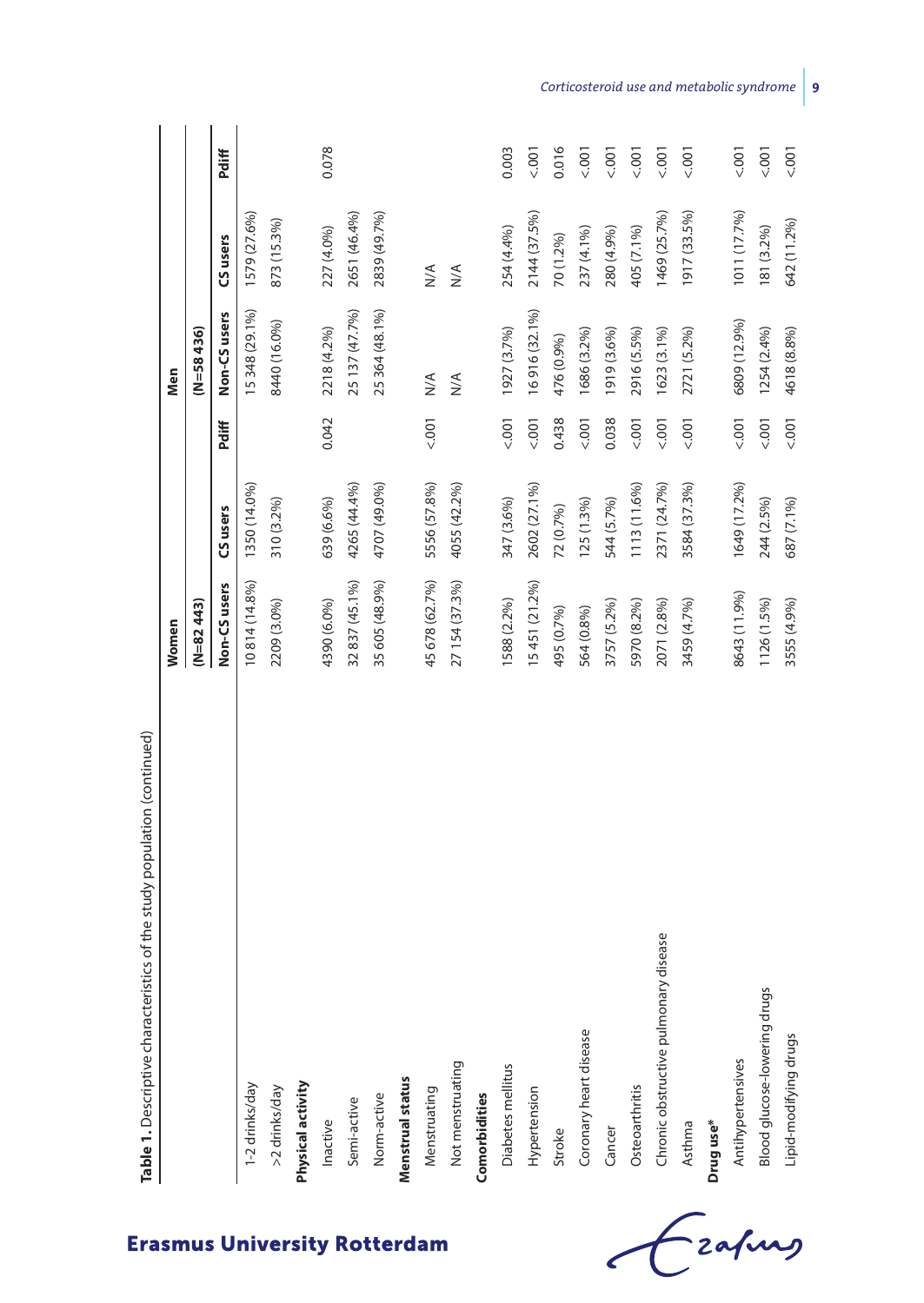**Table 1.** Descriptive characteristics of the study population (continued)

| | Women | | | Men | | |
|---|---|---|---|---|---|---|
| | (N=82 443) | | | (N=58 436) | | |
| | Non-CS users | CS users | Pdiff | Non-CS users | CS users | Pdiff |
| 1-2 drinks/day | 10 814 (14.8%) | 1350 (14.0%) | | 15 348 (29.1%) | 1579 (27.6%) | |
| >2 drinks/day | 2209 (3.0%) | 310 (3.2%) | | 8440 (16.0%) | 873 (15.3%) | |
| **Physical activity** | | | | | | |
| Inactive | 4390 (6.0%) | 639 (6.6%) | 0.042 | 2218 (4.2%) | 227 (4.0%) | 0.078 |
| Semi-active | 32 837 (45.1%) | 4265 (44.4%) | | 25 137 (47.7%) | 2651 (46.4%) | |
| Norm-active | 35 605 (48.9%) | 4707 (49.0%) | | 25 364 (48.1%) | 2839 (49.7%) | |
| **Menstrual status** | | | | | | |
| Menstruating | 45 678 (62.7%) | 5556 (57.8%) | <.001 | N/A | N/A | |
| Not menstruating | 27 154 (37.3%) | 4055 (42.2%) | | N/A | N/A | |
| **Comorbidities** | | | | | | |
| Diabetes mellitus | 1588 (2.2%) | 347 (3.6%) | <.001 | 1927 (3.7%) | 254 (4.4%) | 0.003 |
| Hypertension | 15 451 (21.2%) | 2602 (27.1%) | <.001 | 16 916 (32.1%) | 2144 (37.5%) | <.001 |
| Stroke | 495 (0.7%) | 72 (0.7%) | 0.438 | 476 (0.9%) | 70 (1.2%) | 0.016 |
| Coronary heart disease | 564 (0.8%) | 125 (1.3%) | <.001 | 1686 (3.2%) | 237 (4.1%) | <.001 |
| Cancer | 3757 (5.2%) | 544 (5.7%) | 0.038 | 1919 (3.6%) | 280 (4.9%) | <.001 |
| Osteoarthritis | 5970 (8.2%) | 1113 (11.6%) | <.001 | 2916 (5.5%) | 405 (7.1%) | <.001 |
| Chronic obstructive pulmonary disease | 2071 (2.8%) | 2371 (24.7%) | <.001 | 1623 (3.1%) | 1469 (25.7%) | <.001 |
| Asthma | 3459 (4.7%) | 3584 (37.3%) | <.001 | 2721 (5.2%) | 1917 (33.5%) | <.001 |
| **Drug use*** | | | | | | |
| Antihypertensives | 8643 (11.9%) | 1649 (17.2%) | <.001 | 6809 (12.9%) | 1011 (17.7%) | <.001 |
| Blood glucose-lowering drugs | 1126 (1.5%) | 244 (2.5%) | <.001 | 1254 (2.4%) | 181 (3.2%) | <.001 |
| Lipid-modifying drugs | 3555 (4.9%) | 687 (7.1%) | <.001 | 4618 (8.8%) | 642 (11.2%) | <.001 |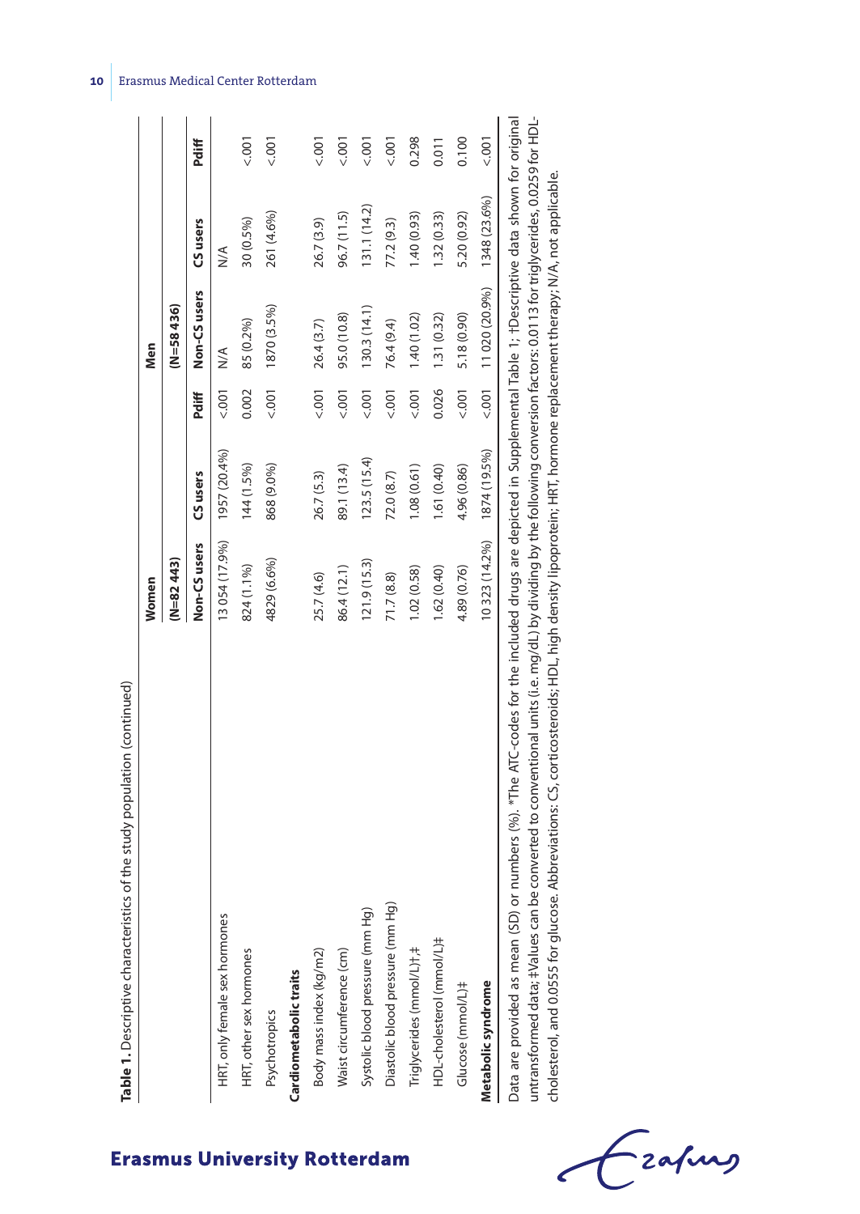**Table 1.** Descriptive characteristics of the study population (continued)

| | Women | | | Men | | |
|---|---|---|---|---|---|---|
| | (N=82 443) | | | (N=58 436) | | |
| | Non-CS users | CS users | Pdiff | Non-CS users | CS users | Pdiff |
| HRT, only female sex hormones | 13 054 (17.9%) | 1957 (20.4%) | <.001 | N/A | N/A | |
| HRT, other sex hormones | 824 (1.1%) | 144 (1.5%) | 0.002 | 85 (0.2%) | 30 (0.5%) | <.001 |
| Psychotropics | 4829 (6.6%) | 868 (9.0%) | <.001 | 1870 (3.5%) | 261 (4.6%) | <.001 |
| **Cardiometabolic traits** | | | | | | |
| Body mass index (kg/m2) | 25.7 (4.6) | 26.7 (5.3) | <.001 | 26.4 (3.7) | 26.7 (3.9) | <.001 |
| Waist circumference (cm) | 86.4 (12.1) | 89.1 (13.4) | <.001 | 95.0 (10.8) | 96.7 (11.5) | <.001 |
| Systolic blood pressure (mm Hg) | 121.9 (15.3) | 123.5 (15.4) | <.001 | 130.3 (14.1) | 131.1 (14.2) | <.001 |
| Diastolic blood pressure (mm Hg) | 71.7 (8.8) | 72.0 (8.7) | <.001 | 76.4 (9.4) | 77.2 (9.3) | <.001 |
| Triglycerides (mmol/L)†,‡ | 1.02 (0.58) | 1.08 (0.61) | <.001 | 1.40 (1.02) | 1.40 (0.93) | 0.298 |
| HDL-cholesterol (mmol/L)‡ | 1.62 (0.40) | 1.61 (0.40) | 0.026 | 1.31 (0.32) | 1.32 (0.33) | 0.011 |
| Glucose (mmol/L)‡ | 4.89 (0.76) | 4.96 (0.86) | <.001 | 5.18 (0.90) | 5.20 (0.92) | 0.100 |
| **Metabolic syndrome** | 10 323 (14.2%) | 1874 (19.5%) | <.001 | 11 020 (20.9%) | 1348 (23.6%) | <.001 |

Data are provided as mean (SD) or numbers (%). *The ATC-codes for the included drugs are depicted in Supplemental Table 1; †Descriptive data shown for original untransformed data; ‡Values can be converted to conventional units (i.e. mg/dL) by dividing by the following conversion factors: 0.0113 for triglycerides, 0.0259 for HDL-cholesterol, and 0.0555 for glucose. Abbreviations: CS, corticosteroids; HDL, high density lipoprotein; HRT, hormone replacement therapy; N/A, not applicable.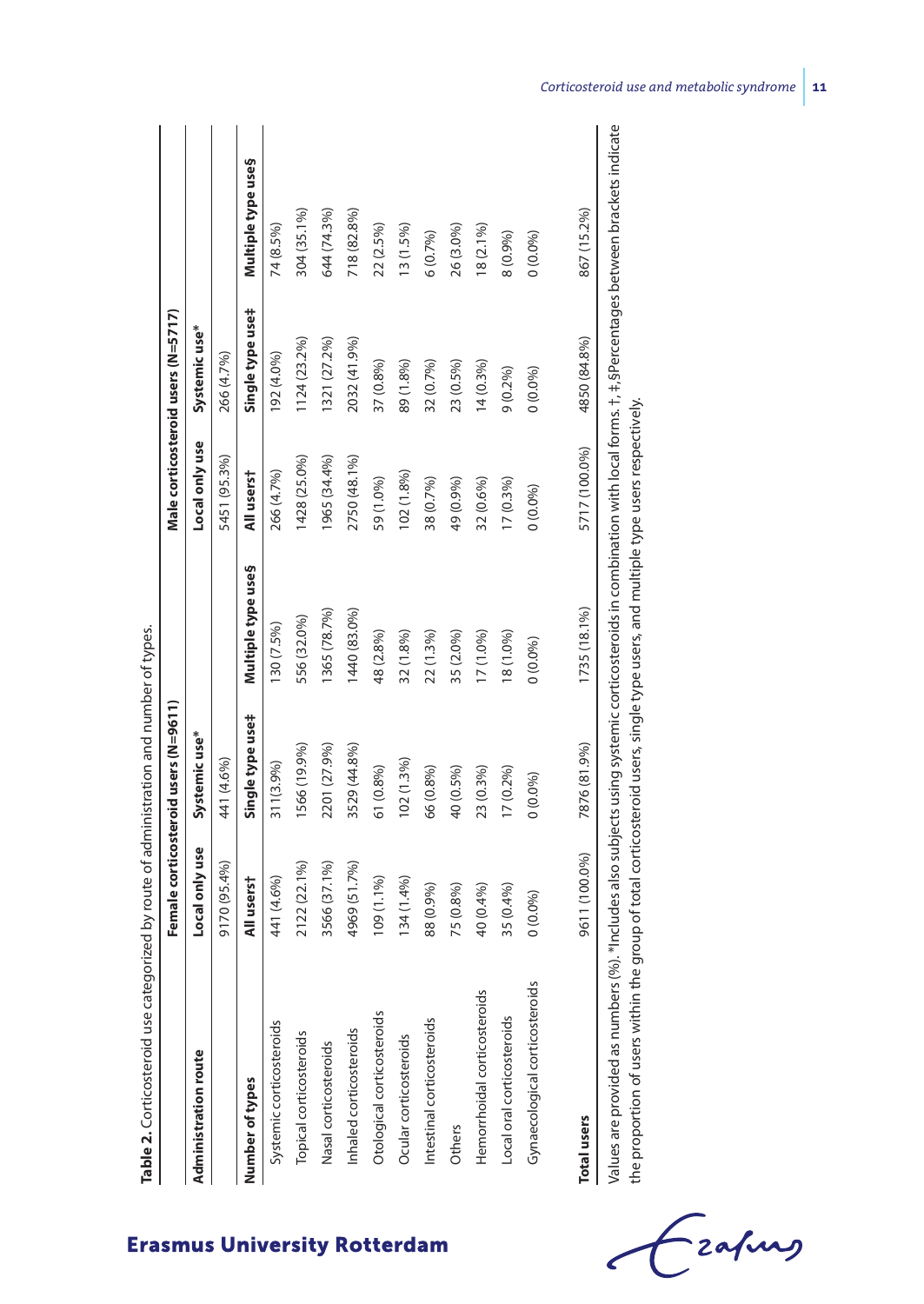**Table 2.** Corticosteroid use categorized by route of administration and number of types.

| | Female corticosteroid users (N=9611) | | | Male corticosteroid users (N=5717) | | |
|---|---|---|---|---|---|---|
| **Administration route** | **Local only use** | **Systemic use*** | | **Local only use** | **Systemic use*** | |
| | 9170 (95.4%) | 441 (4.6%) | | 5451 (95.3%) | 266 (4.7%) | |
| **Number of types** | **All users†** | **Single type use‡** | **Multiple type use§** | **All users†** | **Single type use‡** | **Multiple type use§** |
| Systemic corticosteroids | 441 (4.6%) | 311(3.9%) | 130 (7.5%) | 266 (4.7%) | 192 (4.0%) | 74 (8.5%) |
| Topical corticosteroids | 2122 (22.1%) | 1566 (19.9%) | 556 (32.0%) | 1428 (25.0%) | 1124 (23.2%) | 304 (35.1%) |
| Nasal corticosteroids | 3566 (37.1%) | 2201 (27.9%) | 1365 (78.7%) | 1965 (34.4%) | 1321 (27.2%) | 644 (74.3%) |
| Inhaled corticosteroids | 4969 (51.7%) | 3529 (44.8%) | 1440 (83.0%) | 2750 (48.1%) | 2032 (41.9%) | 718 (82.8%) |
| Otological corticosteroids | 109 (1.1%) | 61 (0.8%) | 48 (2.8%) | 59 (1.0%) | 37 (0.8%) | 22 (2.5%) |
| Ocular corticosteroids | 134 (1.4%) | 102 (1.3%) | 32 (1.8%) | 102 (1.8%) | 89 (1.8%) | 13 (1.5%) |
| Intestinal corticosteroids | 88 (0.9%) | 66 (0.8%) | 22 (1.3%) | 38 (0.7%) | 32 (0.7%) | 6 (0.7%) |
| Others | 75 (0.8%) | 40 (0.5%) | 35 (2.0%) | 49 (0.9%) | 23 (0.5%) | 26 (3.0%) |
| Hemorrhoidal corticosteroids | 40 (0.4%) | 23 (0.3%) | 17 (1.0%) | 32 (0.6%) | 14 (0.3%) | 18 (2.1%) |
| Local oral corticosteroids | 35 (0.4%) | 17 (0.2%) | 18 (1.0%) | 17 (0.3%) | 9 (0.2%) | 8 (0.9%) |
| Gynaecological corticosteroids | 0 (0.0%) | 0 (0.0%) | 0 (0.0%) | 0 (0.0%) | 0 (0.0%) | 0 (0.0%) |
| **Total users** | 9611 (100.0%) | 7876 (81.9%) | 1735 (18.1%) | 5717 (100.0%) | 4850 (84.8%) | 867 (15.2%) |

Values are provided as numbers (%). *Includes also subjects using systemic corticosteroids in combination with local forms. †, ‡, §Percentages between brackets indicate the proportion of users within the group of total corticosteroid users, single type users, and multiple type users respectively.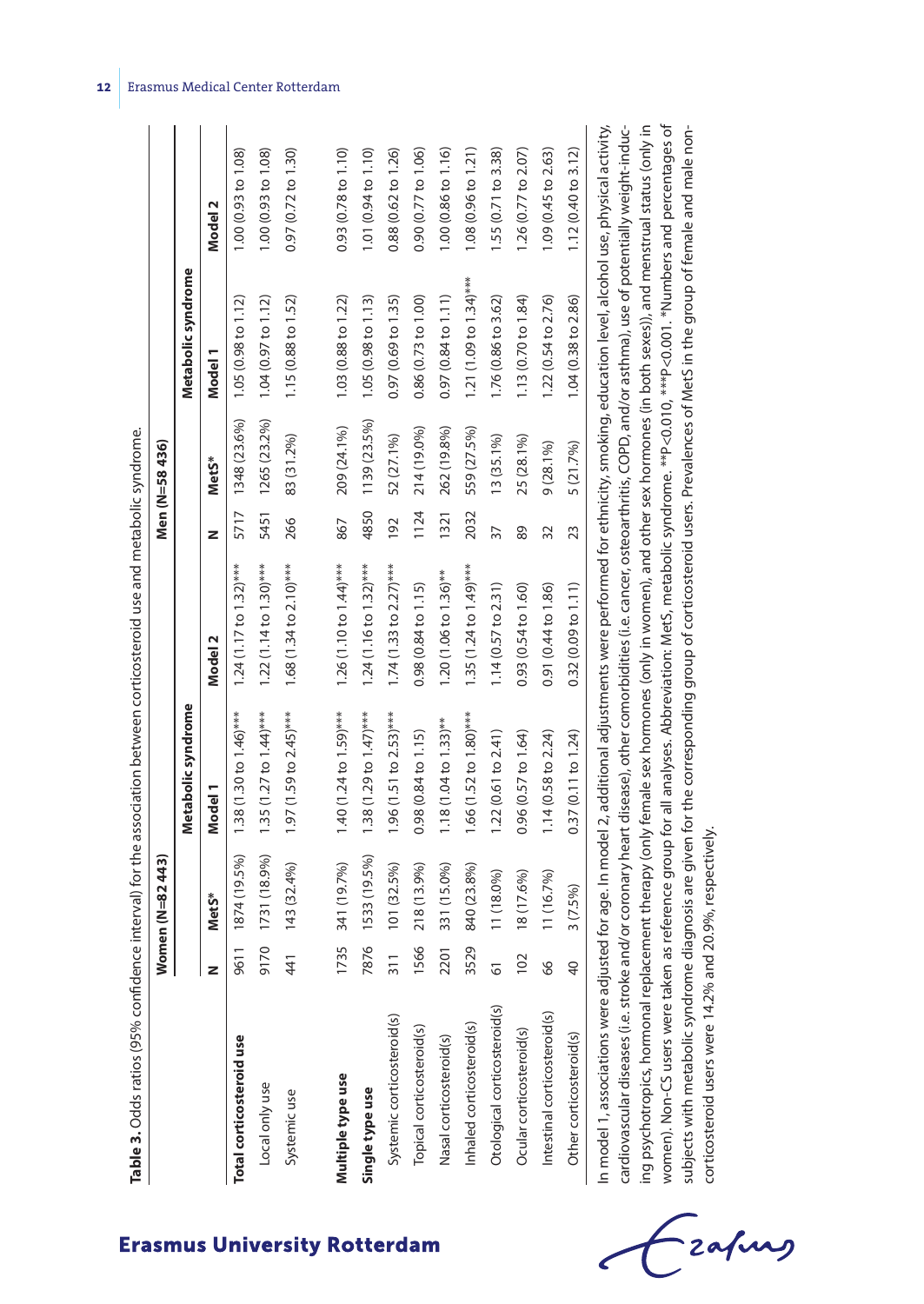**Table 3.** Odds ratios (95% confidence interval) for the association between corticosteroid use and metabolic syndrome.

| | Women (N=82 443) | | Metabolic syndrome | | Men (N=58 436) | | Metabolic syndrome | |
|---|---|---|---|---|---|---|---|---|
| | N | MetS* | Model 1 | Model 2 | N | MetS* | Model 1 | Model 2 |
| **Total corticosteroid use** | 9611 | 1874 (19.5%) | 1.38 (1.30 to 1.46)*** | 1.24 (1.17 to 1.32)*** | 5717 | 1348 (23.6%) | 1.05 (0.98 to 1.12) | 1.00 (0.93 to 1.08) |
| Local only use | 9170 | 1731 (18.9%) | 1.35 (1.27 to 1.44)*** | 1.22 (1.14 to 1.30)*** | 5451 | 1265 (23.2%) | 1.04 (0.97 to 1.12) | 1.00 (0.93 to 1.08) |
| Systemic use | 441 | 143 (32.4%) | 1.97 (1.59 to 2.45)*** | 1.68 (1.34 to 2.10)*** | 266 | 83 (31.2%) | 1.15 (0.88 to 1.52) | 0.97 (0.72 to 1.30) |
| **Multiple type use** | 1735 | 341 (19.7%) | 1.40 (1.24 to 1.59)*** | 1.26 (1.10 to 1.44)*** | 867 | 209 (24.1%) | 1.03 (0.88 to 1.22) | 0.93 (0.78 to 1.10) |
| **Single type use** | 7876 | 1533 (19.5%) | 1.38 (1.29 to 1.47)*** | 1.24 (1.16 to 1.32)*** | 4850 | 1139 (23.5%) | 1.05 (0.98 to 1.13) | 1.01 (0.94 to 1.10) |
| Systemic corticosteroid(s) | 311 | 101 (32.5%) | 1.96 (1.51 to 2.53)*** | 1.74 (1.33 to 2.27)*** | 192 | 52 (27.1%) | 0.97 (0.69 to 1.35) | 0.88 (0.62 to 1.26) |
| Topical corticosteroid(s) | 1566 | 218 (13.9%) | 0.98 (0.84 to 1.15) | 0.98 (0.84 to 1.15) | 1124 | 214 (19.0%) | 0.86 (0.73 to 1.00) | 0.90 (0.77 to 1.06) |
| Nasal corticosteroid(s) | 2201 | 331 (15.0%) | 1.18 (1.04 to 1.33)** | 1.20 (1.06 to 1.36)** | 1321 | 262 (19.8%) | 0.97 (0.84 to 1.11) | 1.00 (0.86 to 1.16) |
| Inhaled corticosteroid(s) | 3529 | 840 (23.8%) | 1.66 (1.52 to 1.80)*** | 1.35 (1.24 to 1.49)*** | 2032 | 559 (27.5%) | 1.21 (1.09 to 1.34)*** | 1.08 (0.96 to 1.21) |
| Otological corticosteroid(s) | 61 | 11 (18.0%) | 1.22 (0.61 to 2.41) | 1.14 (0.57 to 2.31) | 37 | 13 (35.1%) | 1.76 (0.86 to 3.62) | 1.55 (0.71 to 3.38) |
| Ocular corticosteroid(s) | 102 | 18 (17.6%) | 0.96 (0.57 to 1.64) | 0.93 (0.54 to 1.60) | 89 | 25 (28.1%) | 1.13 (0.70 to 1.84) | 1.26 (0.77 to 2.07) |
| Intestinal corticosteroid(s) | 66 | 11 (16.7%) | 1.14 (0.58 to 2.24) | 0.91 (0.44 to 1.86) | 32 | 9 (28.1%) | 1.22 (0.54 to 2.76) | 1.09 (0.45 to 2.63) |
| Other corticosteroid(s) | 40 | 3 (7.5%) | 0.37 (0.11 to 1.24) | 0.32 (0.09 to 1.11) | 23 | 5 (21.7%) | 1.04 (0.38 to 2.86) | 1.12 (0.40 to 3.12) |

In model 1, associations were adjusted for age. In model 2, additional adjustments were performed for ethnicity, smoking, education level, alcohol use, physical activity, cardiovascular diseases (i.e. stroke and/or coronary heart disease), other comorbidities (i.e. cancer, osteoarthritis, COPD, and/or asthma), use of potentially weight-inducing psychotropics, hormonal replacement therapy (only female sex hormones (only in women), and other sex hormones (in both sexes)), and menstrual status (only in women). Non-CS users were taken as reference group for all analyses. Abbreviation: MetS, metabolic syndrome. **P<0.010, ***P<0.001. *Numbers and percentages of subjects with metabolic syndrome diagnosis are given for the corresponding group of corticosteroid users. Prevalences of MetS in the group of female and male non-corticosteroid users were 14.2% and 20.9%, respectively.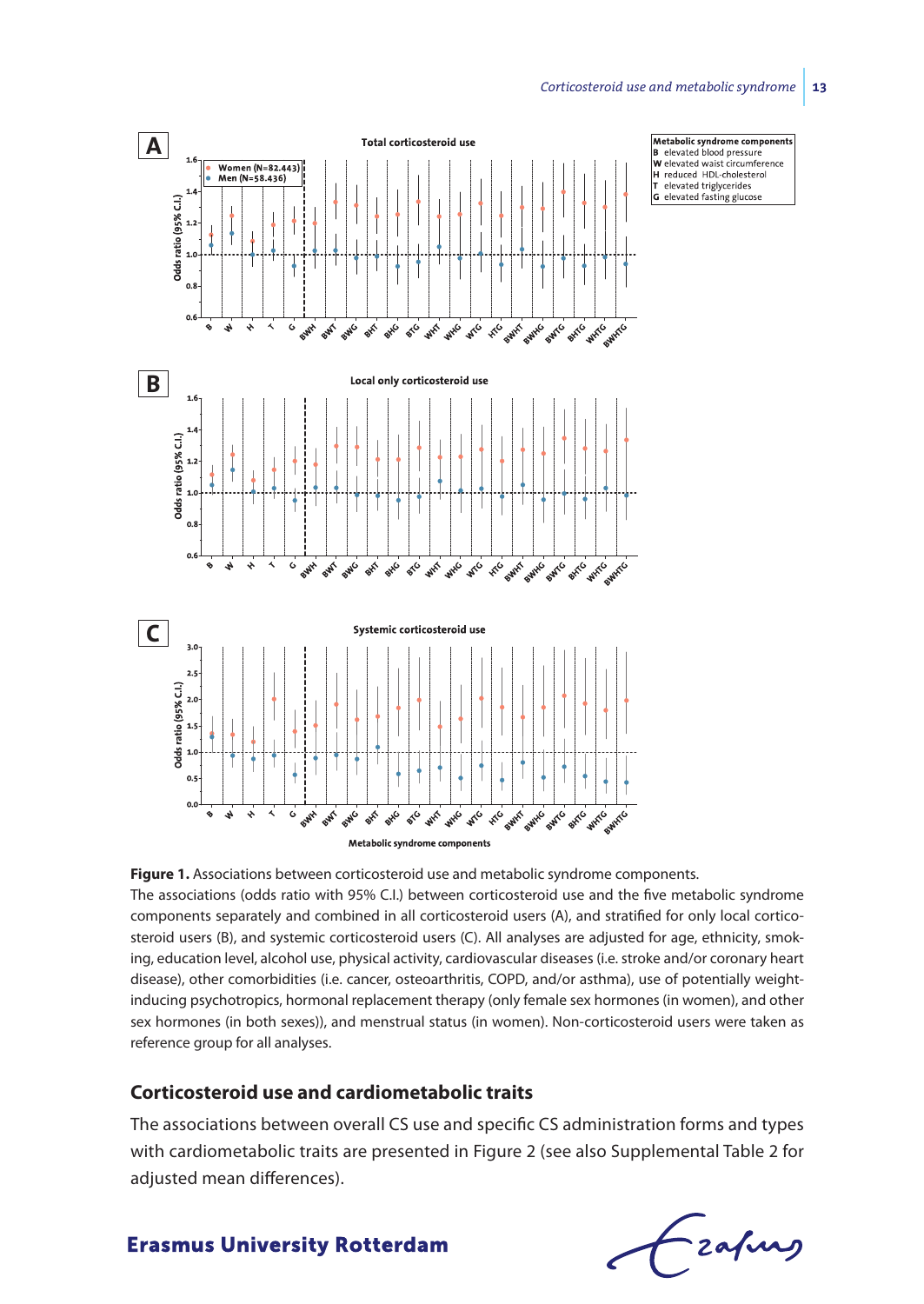**Figure 1.** Associations between corticosteroid use and metabolic syndrome components.
The associations (odds ratio with 95% C.I.) between corticosteroid use and the five metabolic syndrome components separately and combined in all corticosteroid users (A), and stratified for only local corticosteroid users (B), and systemic corticosteroid users (C). All analyses are adjusted for age, ethnicity, smoking, education level, alcohol use, physical activity, cardiovascular diseases (i.e. stroke and/or coronary heart disease), other comorbidities (i.e. cancer, osteoarthritis, COPD, and/or asthma), use of potentially weight-inducing psychotropics, hormonal replacement therapy (only female sex hormones (in women), and other sex hormones (in both sexes)), and menstrual status (in women). Non-corticosteroid users were taken as reference group for all analyses.

## Corticosteroid use and cardiometabolic traits

The associations between overall CS use and specific CS administration forms and types with cardiometabolic traits are presented in Figure 2 (see also Supplemental Table 2 for adjusted mean differences).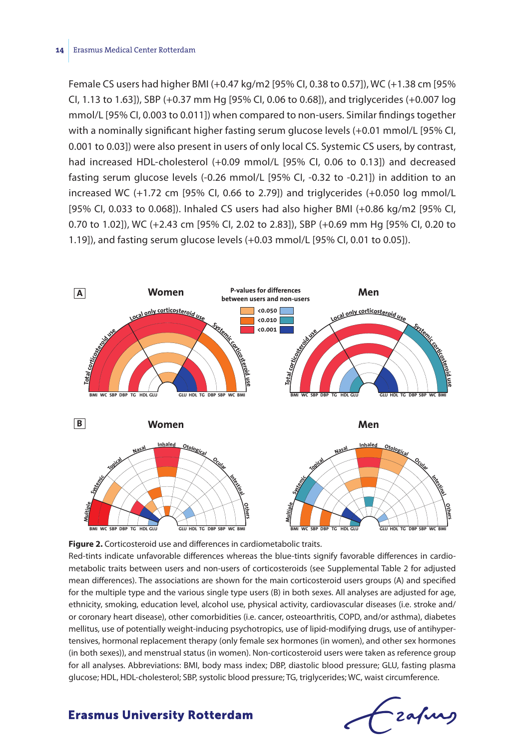Female CS users had higher BMI (+0.47 kg/m2 [95% CI, 0.38 to 0.57]), WC (+1.38 cm [95% CI, 1.13 to 1.63]), SBP (+0.37 mm Hg [95% CI, 0.06 to 0.68]), and triglycerides (+0.007 log mmol/L [95% CI, 0.003 to 0.011]) when compared to non-users. Similar findings together with a nominally significant higher fasting serum glucose levels (+0.01 mmol/L [95% CI, 0.001 to 0.03]) were also present in users of only local CS. Systemic CS users, by contrast, had increased HDL-cholesterol (+0.09 mmol/L [95% CI, 0.06 to 0.13]) and decreased fasting serum glucose levels (-0.26 mmol/L [95% CI, -0.32 to -0.21]) in addition to an increased WC (+1.72 cm [95% CI, 0.66 to 2.79]) and triglycerides (+0.050 log mmol/L [95% CI, 0.033 to 0.068]). Inhaled CS users had also higher BMI (+0.86 kg/m2 [95% CI, 0.70 to 1.02]), WC (+2.43 cm [95% CI, 2.02 to 2.83]), SBP (+0.69 mm Hg [95% CI, 0.20 to 1.19]), and fasting serum glucose levels (+0.03 mmol/L [95% CI, 0.01 to 0.05]).

**Figure 2.** Corticosteroid use and differences in cardiometabolic traits.
Red-tints indicate unfavorable differences whereas the blue-tints signify favorable differences in cardiometabolic traits between users and non-users of corticosteroids (see Supplemental Table 2 for adjusted mean differences). The associations are shown for the main corticosteroid users groups (A) and specified for the multiple type and the various single type users (B) in both sexes. All analyses are adjusted for age, ethnicity, smoking, education level, alcohol use, physical activity, cardiovascular diseases (i.e. stroke and/or coronary heart disease), other comorbidities (i.e. cancer, osteoarthritis, COPD, and/or asthma), diabetes mellitus, use of potentially weight-inducing psychotropics, use of lipid-modifying drugs, use of antihypertensives, hormonal replacement therapy (only female sex hormones (in women), and other sex hormones (in both sexes)), and menstrual status (in women). Non-corticosteroid users were taken as reference group for all analyses. Abbreviations: BMI, body mass index; DBP, diastolic blood pressure; GLU, fasting plasma glucose; HDL, HDL-cholesterol; SBP, systolic blood pressure; TG, triglycerides; WC, waist circumference.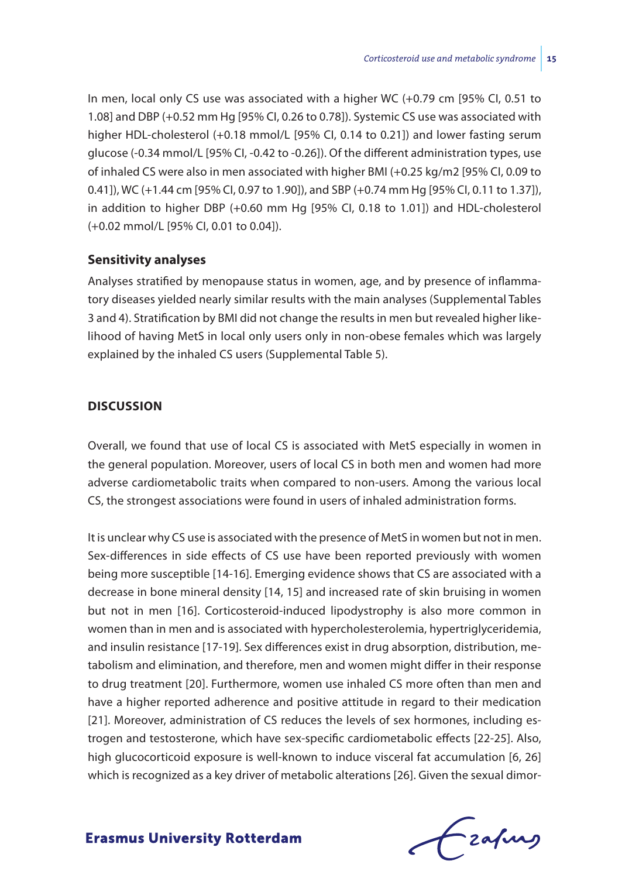In men, local only CS use was associated with a higher WC (+0.79 cm [95% CI, 0.51 to 1.08] and DBP (+0.52 mm Hg [95% CI, 0.26 to 0.78]). Systemic CS use was associated with higher HDL-cholesterol (+0.18 mmol/L [95% CI, 0.14 to 0.21]) and lower fasting serum glucose (-0.34 mmol/L [95% CI, -0.42 to -0.26]). Of the different administration types, use of inhaled CS were also in men associated with higher BMI (+0.25 kg/m2 [95% CI, 0.09 to 0.41]), WC (+1.44 cm [95% CI, 0.97 to 1.90]), and SBP (+0.74 mm Hg [95% CI, 0.11 to 1.37]), in addition to higher DBP (+0.60 mm Hg [95% CI, 0.18 to 1.01]) and HDL-cholesterol (+0.02 mmol/L [95% CI, 0.01 to 0.04]).

### Sensitivity analyses

Analyses stratified by menopause status in women, age, and by presence of inflammatory diseases yielded nearly similar results with the main analyses (Supplemental Tables 3 and 4). Stratification by BMI did not change the results in men but revealed higher likelihood of having MetS in local only users only in non-obese females which was largely explained by the inhaled CS users (Supplemental Table 5).

## DISCUSSION

Overall, we found that use of local CS is associated with MetS especially in women in the general population. Moreover, users of local CS in both men and women had more adverse cardiometabolic traits when compared to non-users. Among the various local CS, the strongest associations were found in users of inhaled administration forms.

It is unclear why CS use is associated with the presence of MetS in women but not in men. Sex-differences in side effects of CS use have been reported previously with women being more susceptible [14-16]. Emerging evidence shows that CS are associated with a decrease in bone mineral density [14, 15] and increased rate of skin bruising in women but not in men [16]. Corticosteroid-induced lipodystrophy is also more common in women than in men and is associated with hypercholesterolemia, hypertriglyceridemia, and insulin resistance [17-19]. Sex differences exist in drug absorption, distribution, metabolism and elimination, and therefore, men and women might differ in their response to drug treatment [20]. Furthermore, women use inhaled CS more often than men and have a higher reported adherence and positive attitude in regard to their medication [21]. Moreover, administration of CS reduces the levels of sex hormones, including estrogen and testosterone, which have sex-specific cardiometabolic effects [22-25]. Also, high glucocorticoid exposure is well-known to induce visceral fat accumulation [6, 26] which is recognized as a key driver of metabolic alterations [26]. Given the sexual dimor-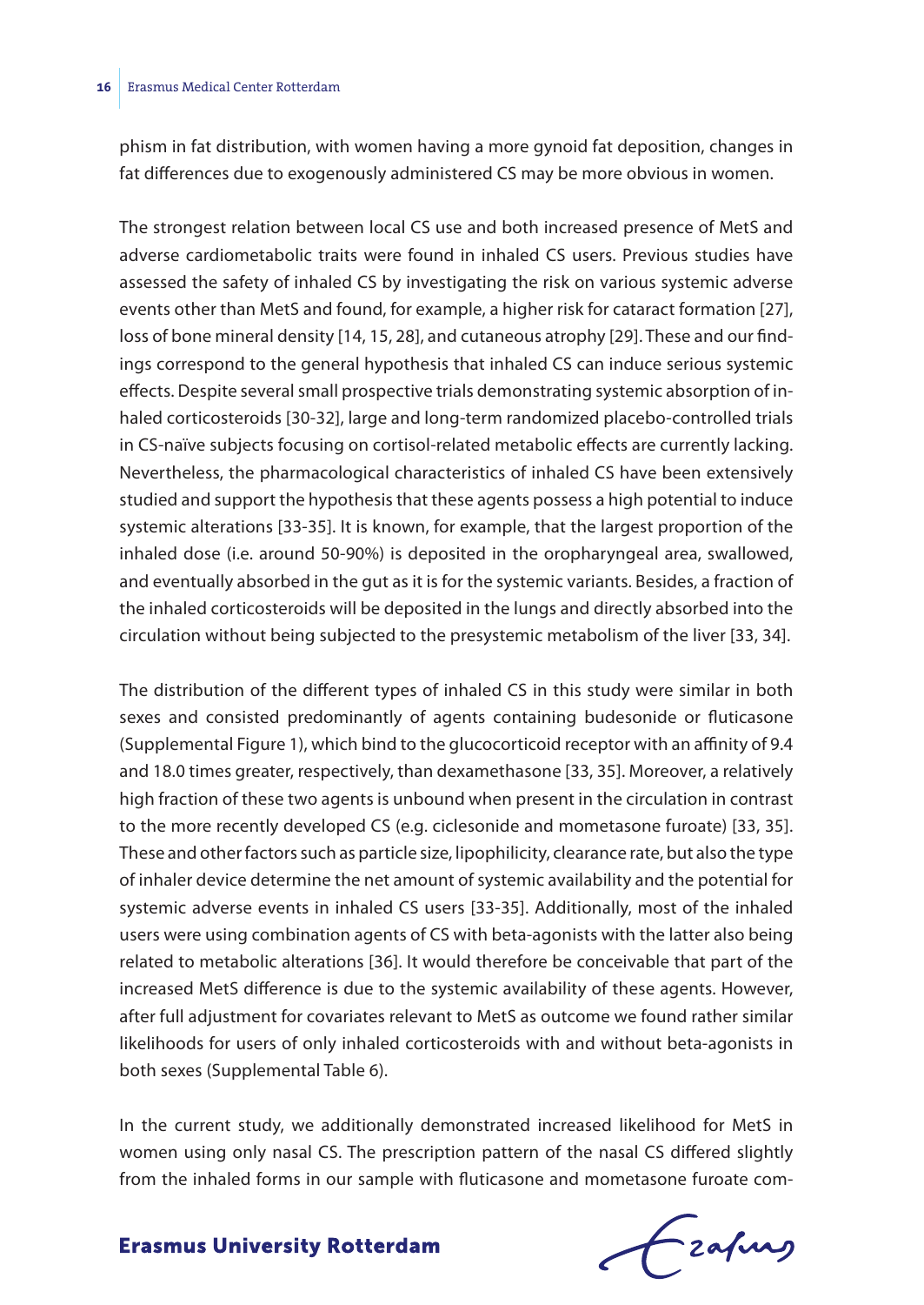phism in fat distribution, with women having a more gynoid fat deposition, changes in fat differences due to exogenously administered CS may be more obvious in women.

The strongest relation between local CS use and both increased presence of MetS and adverse cardiometabolic traits were found in inhaled CS users. Previous studies have assessed the safety of inhaled CS by investigating the risk on various systemic adverse events other than MetS and found, for example, a higher risk for cataract formation [27], loss of bone mineral density [14, 15, 28], and cutaneous atrophy [29]. These and our findings correspond to the general hypothesis that inhaled CS can induce serious systemic effects. Despite several small prospective trials demonstrating systemic absorption of inhaled corticosteroids [30-32], large and long-term randomized placebo-controlled trials in CS-naïve subjects focusing on cortisol-related metabolic effects are currently lacking. Nevertheless, the pharmacological characteristics of inhaled CS have been extensively studied and support the hypothesis that these agents possess a high potential to induce systemic alterations [33-35]. It is known, for example, that the largest proportion of the inhaled dose (i.e. around 50-90%) is deposited in the oropharyngeal area, swallowed, and eventually absorbed in the gut as it is for the systemic variants. Besides, a fraction of the inhaled corticosteroids will be deposited in the lungs and directly absorbed into the circulation without being subjected to the presystemic metabolism of the liver [33, 34].

The distribution of the different types of inhaled CS in this study were similar in both sexes and consisted predominantly of agents containing budesonide or fluticasone (Supplemental Figure 1), which bind to the glucocorticoid receptor with an affinity of 9.4 and 18.0 times greater, respectively, than dexamethasone [33, 35]. Moreover, a relatively high fraction of these two agents is unbound when present in the circulation in contrast to the more recently developed CS (e.g. ciclesonide and mometasone furoate) [33, 35]. These and other factors such as particle size, lipophilicity, clearance rate, but also the type of inhaler device determine the net amount of systemic availability and the potential for systemic adverse events in inhaled CS users [33-35]. Additionally, most of the inhaled users were using combination agents of CS with beta-agonists with the latter also being related to metabolic alterations [36]. It would therefore be conceivable that part of the increased MetS difference is due to the systemic availability of these agents. However, after full adjustment for covariates relevant to MetS as outcome we found rather similar likelihoods for users of only inhaled corticosteroids with and without beta-agonists in both sexes (Supplemental Table 6).

In the current study, we additionally demonstrated increased likelihood for MetS in women using only nasal CS. The prescription pattern of the nasal CS differed slightly from the inhaled forms in our sample with fluticasone and mometasone furoate com-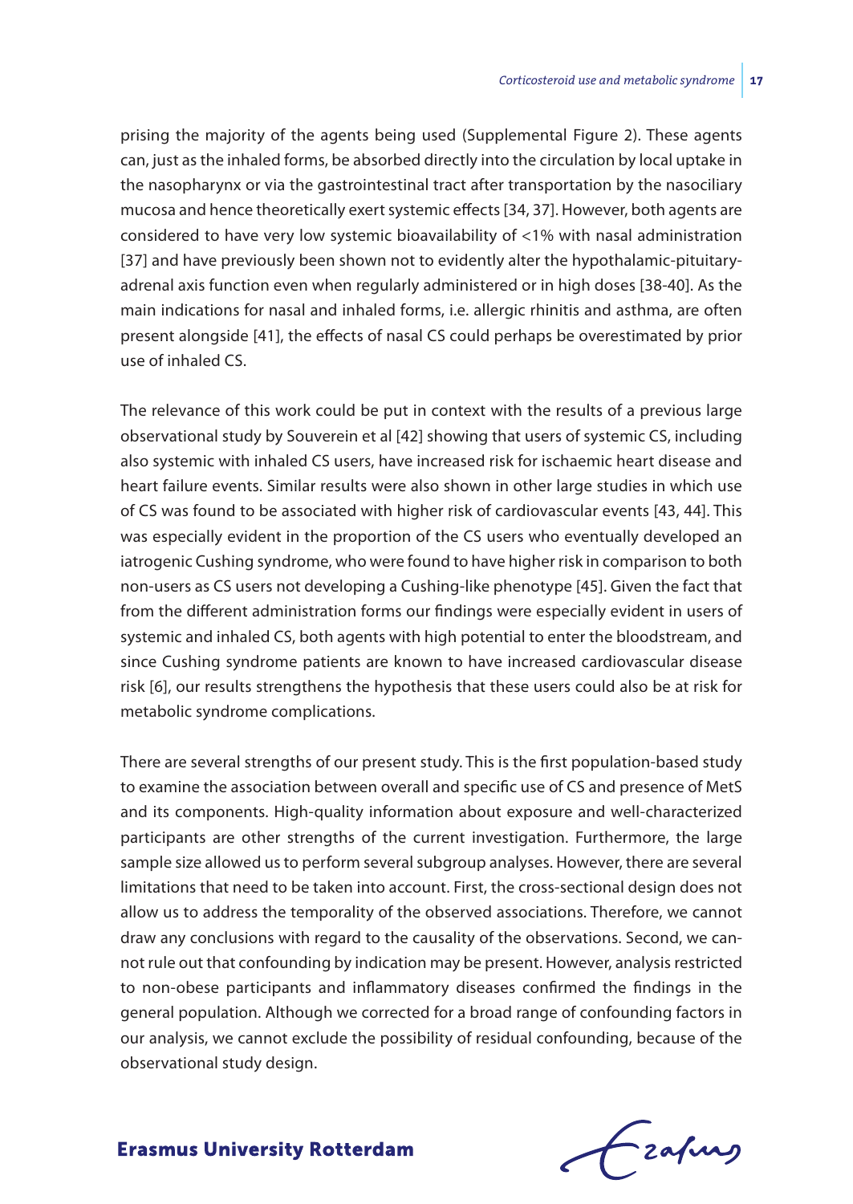prising the majority of the agents being used (Supplemental Figure 2). These agents can, just as the inhaled forms, be absorbed directly into the circulation by local uptake in the nasopharynx or via the gastrointestinal tract after transportation by the nasociliary mucosa and hence theoretically exert systemic effects [34, 37]. However, both agents are considered to have very low systemic bioavailability of <1% with nasal administration [37] and have previously been shown not to evidently alter the hypothalamic-pituitary-adrenal axis function even when regularly administered or in high doses [38-40]. As the main indications for nasal and inhaled forms, i.e. allergic rhinitis and asthma, are often present alongside [41], the effects of nasal CS could perhaps be overestimated by prior use of inhaled CS.

The relevance of this work could be put in context with the results of a previous large observational study by Souverein et al [42] showing that users of systemic CS, including also systemic with inhaled CS users, have increased risk for ischaemic heart disease and heart failure events. Similar results were also shown in other large studies in which use of CS was found to be associated with higher risk of cardiovascular events [43, 44]. This was especially evident in the proportion of the CS users who eventually developed an iatrogenic Cushing syndrome, who were found to have higher risk in comparison to both non-users as CS users not developing a Cushing-like phenotype [45]. Given the fact that from the different administration forms our findings were especially evident in users of systemic and inhaled CS, both agents with high potential to enter the bloodstream, and since Cushing syndrome patients are known to have increased cardiovascular disease risk [6], our results strengthens the hypothesis that these users could also be at risk for metabolic syndrome complications.

There are several strengths of our present study. This is the first population-based study to examine the association between overall and specific use of CS and presence of MetS and its components. High-quality information about exposure and well-characterized participants are other strengths of the current investigation. Furthermore, the large sample size allowed us to perform several subgroup analyses. However, there are several limitations that need to be taken into account. First, the cross-sectional design does not allow us to address the temporality of the observed associations. Therefore, we cannot draw any conclusions with regard to the causality of the observations. Second, we cannot rule out that confounding by indication may be present. However, analysis restricted to non-obese participants and inflammatory diseases confirmed the findings in the general population. Although we corrected for a broad range of confounding factors in our analysis, we cannot exclude the possibility of residual confounding, because of the observational study design.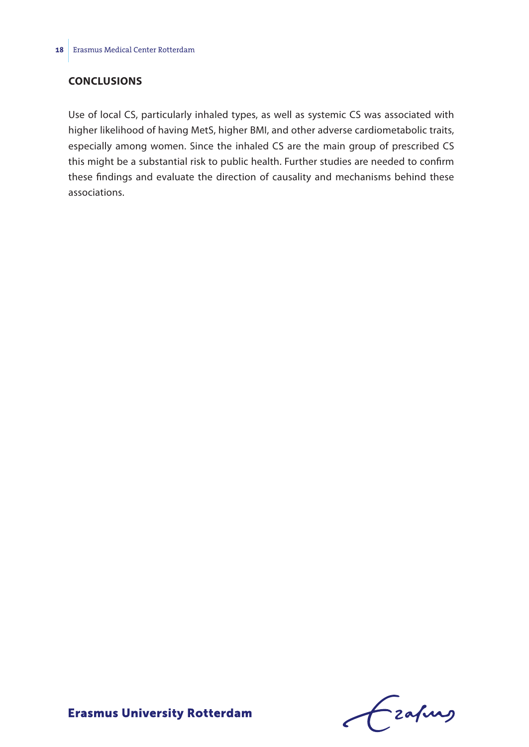## CONCLUSIONS

Use of local CS, particularly inhaled types, as well as systemic CS was associated with higher likelihood of having MetS, higher BMI, and other adverse cardiometabolic traits, especially among women. Since the inhaled CS are the main group of prescribed CS this might be a substantial risk to public health. Further studies are needed to confirm these findings and evaluate the direction of causality and mechanisms behind these associations.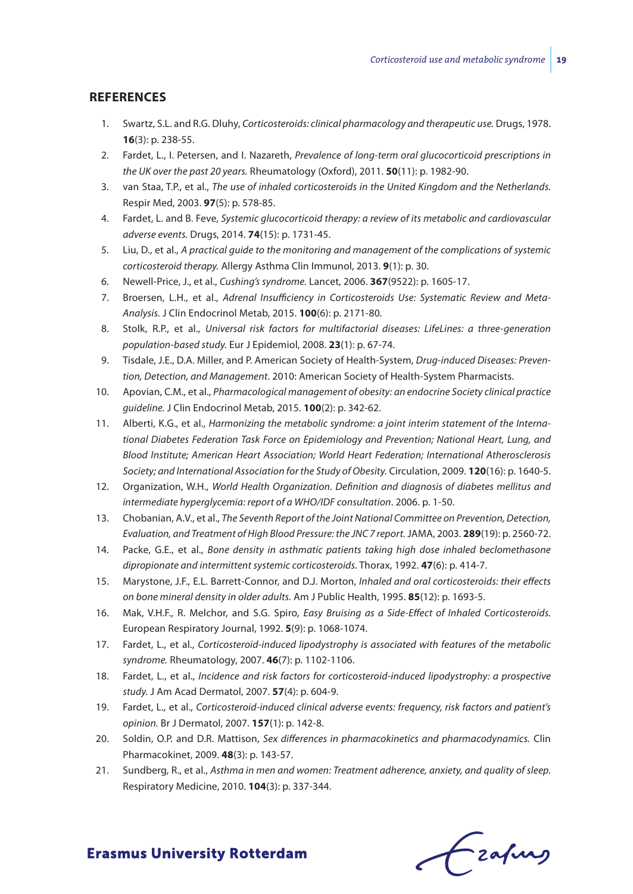## REFERENCES

1. Swartz, S.L. and R.G. Dluhy, *Corticosteroids: clinical pharmacology and therapeutic use.* Drugs, 1978. **16**(3): p. 238-55.
2. Fardet, L., I. Petersen, and I. Nazareth, *Prevalence of long-term oral glucocorticoid prescriptions in the UK over the past 20 years.* Rheumatology (Oxford), 2011. **50**(11): p. 1982-90.
3. van Staa, T.P., et al., *The use of inhaled corticosteroids in the United Kingdom and the Netherlands.* Respir Med, 2003. **97**(5): p. 578-85.
4. Fardet, L. and B. Feve, *Systemic glucocorticoid therapy: a review of its metabolic and cardiovascular adverse events.* Drugs, 2014. **74**(15): p. 1731-45.
5. Liu, D., et al., *A practical guide to the monitoring and management of the complications of systemic corticosteroid therapy.* Allergy Asthma Clin Immunol, 2013. **9**(1): p. 30.
6. Newell-Price, J., et al., *Cushing's syndrome.* Lancet, 2006. **367**(9522): p. 1605-17.
7. Broersen, L.H., et al., *Adrenal Insufficiency in Corticosteroids Use: Systematic Review and Meta-Analysis.* J Clin Endocrinol Metab, 2015. **100**(6): p. 2171-80.
8. Stolk, R.P., et al., *Universal risk factors for multifactorial diseases: LifeLines: a three-generation population-based study.* Eur J Epidemiol, 2008. **23**(1): p. 67-74.
9. Tisdale, J.E., D.A. Miller, and P. American Society of Health-System, *Drug-induced Diseases: Prevention, Detection, and Management*. 2010: American Society of Health-System Pharmacists.
10. Apovian, C.M., et al., *Pharmacological management of obesity: an endocrine Society clinical practice guideline.* J Clin Endocrinol Metab, 2015. **100**(2): p. 342-62.
11. Alberti, K.G., et al., *Harmonizing the metabolic syndrome: a joint interim statement of the International Diabetes Federation Task Force on Epidemiology and Prevention; National Heart, Lung, and Blood Institute; American Heart Association; World Heart Federation; International Atherosclerosis Society; and International Association for the Study of Obesity.* Circulation, 2009. **120**(16): p. 1640-5.
12. Organization, W.H., *World Health Organization. Definition and diagnosis of diabetes mellitus and intermediate hyperglycemia: report of a WHO/IDF consultation*. 2006. p. 1-50.
13. Chobanian, A.V., et al., *The Seventh Report of the Joint National Committee on Prevention, Detection, Evaluation, and Treatment of High Blood Pressure: the JNC 7 report.* JAMA, 2003. **289**(19): p. 2560-72.
14. Packe, G.E., et al., *Bone density in asthmatic patients taking high dose inhaled beclomethasone dipropionate and intermittent systemic corticosteroids.* Thorax, 1992. **47**(6): p. 414-7.
15. Marystone, J.F., E.L. Barrett-Connor, and D.J. Morton, *Inhaled and oral corticosteroids: their effects on bone mineral density in older adults.* Am J Public Health, 1995. **85**(12): p. 1693-5.
16. Mak, V.H.F., R. Melchor, and S.G. Spiro, *Easy Bruising as a Side-Effect of Inhaled Corticosteroids.* European Respiratory Journal, 1992. **5**(9): p. 1068-1074.
17. Fardet, L., et al., *Corticosteroid-induced lipodystrophy is associated with features of the metabolic syndrome.* Rheumatology, 2007. **46**(7): p. 1102-1106.
18. Fardet, L., et al., *Incidence and risk factors for corticosteroid-induced lipodystrophy: a prospective study.* J Am Acad Dermatol, 2007. **57**(4): p. 604-9.
19. Fardet, L., et al., *Corticosteroid-induced clinical adverse events: frequency, risk factors and patient's opinion.* Br J Dermatol, 2007. **157**(1): p. 142-8.
20. Soldin, O.P. and D.R. Mattison, *Sex differences in pharmacokinetics and pharmacodynamics.* Clin Pharmacokinet, 2009. **48**(3): p. 143-57.
21. Sundberg, R., et al., *Asthma in men and women: Treatment adherence, anxiety, and quality of sleep.* Respiratory Medicine, 2010. **104**(3): p. 337-344.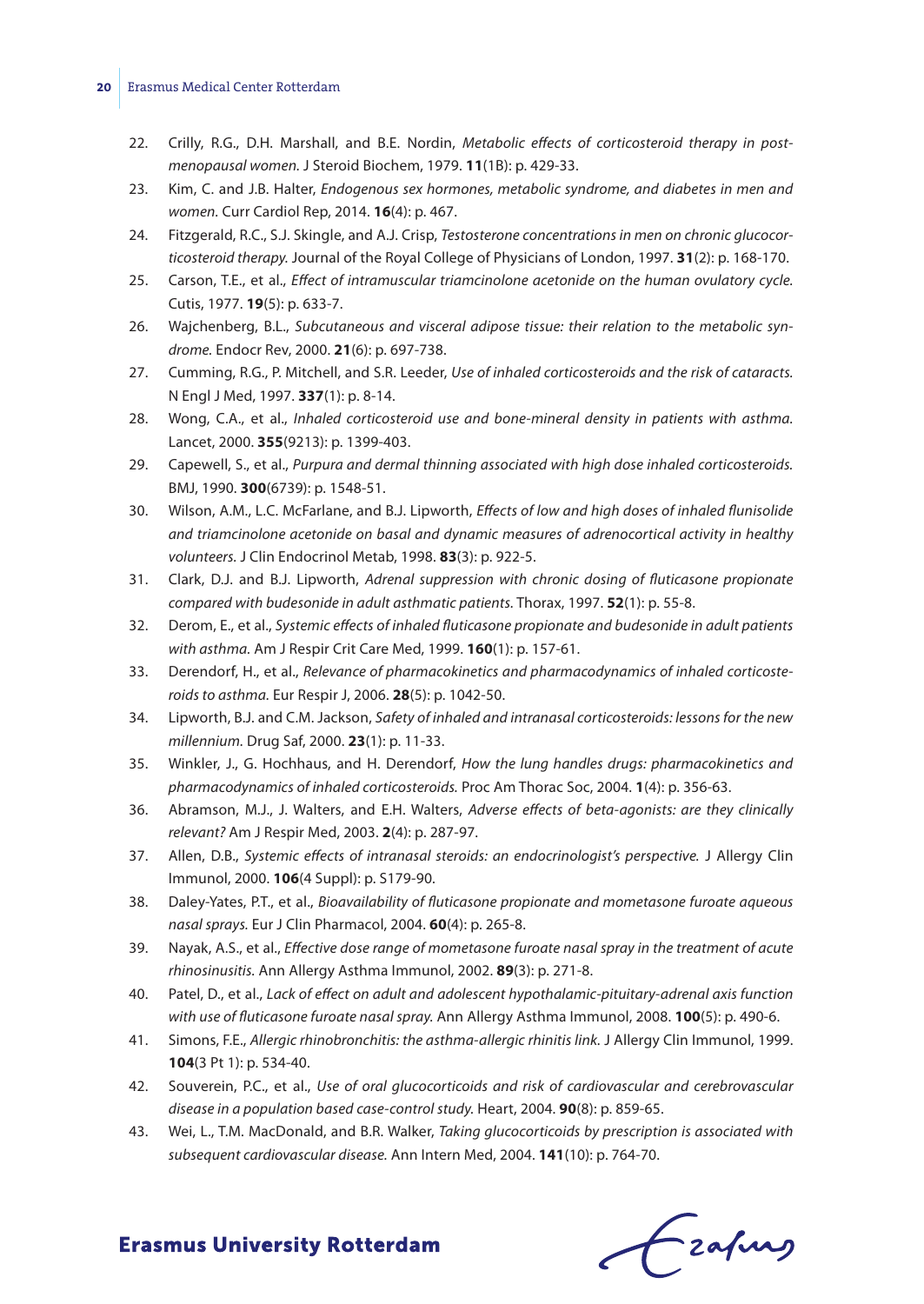22. Crilly, R.G., D.H. Marshall, and B.E. Nordin, *Metabolic effects of corticosteroid therapy in post-menopausal women.* J Steroid Biochem, 1979. **11**(1B): p. 429-33.
23. Kim, C. and J.B. Halter, *Endogenous sex hormones, metabolic syndrome, and diabetes in men and women.* Curr Cardiol Rep, 2014. **16**(4): p. 467.
24. Fitzgerald, R.C., S.J. Skingle, and A.J. Crisp, *Testosterone concentrations in men on chronic glucocorticosteroid therapy.* Journal of the Royal College of Physicians of London, 1997. **31**(2): p. 168-170.
25. Carson, T.E., et al., *Effect of intramuscular triamcinolone acetonide on the human ovulatory cycle.* Cutis, 1977. **19**(5): p. 633-7.
26. Wajchenberg, B.L., *Subcutaneous and visceral adipose tissue: their relation to the metabolic syndrome.* Endocr Rev, 2000. **21**(6): p. 697-738.
27. Cumming, R.G., P. Mitchell, and S.R. Leeder, *Use of inhaled corticosteroids and the risk of cataracts.* N Engl J Med, 1997. **337**(1): p. 8-14.
28. Wong, C.A., et al., *Inhaled corticosteroid use and bone-mineral density in patients with asthma.* Lancet, 2000. **355**(9213): p. 1399-403.
29. Capewell, S., et al., *Purpura and dermal thinning associated with high dose inhaled corticosteroids.* BMJ, 1990. **300**(6739): p. 1548-51.
30. Wilson, A.M., L.C. McFarlane, and B.J. Lipworth, *Effects of low and high doses of inhaled flunisolide and triamcinolone acetonide on basal and dynamic measures of adrenocortical activity in healthy volunteers.* J Clin Endocrinol Metab, 1998. **83**(3): p. 922-5.
31. Clark, D.J. and B.J. Lipworth, *Adrenal suppression with chronic dosing of fluticasone propionate compared with budesonide in adult asthmatic patients.* Thorax, 1997. **52**(1): p. 55-8.
32. Derom, E., et al., *Systemic effects of inhaled fluticasone propionate and budesonide in adult patients with asthma.* Am J Respir Crit Care Med, 1999. **160**(1): p. 157-61.
33. Derendorf, H., et al., *Relevance of pharmacokinetics and pharmacodynamics of inhaled corticosteroids to asthma.* Eur Respir J, 2006. **28**(5): p. 1042-50.
34. Lipworth, B.J. and C.M. Jackson, *Safety of inhaled and intranasal corticosteroids: lessons for the new millennium.* Drug Saf, 2000. **23**(1): p. 11-33.
35. Winkler, J., G. Hochhaus, and H. Derendorf, *How the lung handles drugs: pharmacokinetics and pharmacodynamics of inhaled corticosteroids.* Proc Am Thorac Soc, 2004. **1**(4): p. 356-63.
36. Abramson, M.J., J. Walters, and E.H. Walters, *Adverse effects of beta-agonists: are they clinically relevant?* Am J Respir Med, 2003. **2**(4): p. 287-97.
37. Allen, D.B., *Systemic effects of intranasal steroids: an endocrinologist's perspective.* J Allergy Clin Immunol, 2000. **106**(4 Suppl): p. S179-90.
38. Daley-Yates, P.T., et al., *Bioavailability of fluticasone propionate and mometasone furoate aqueous nasal sprays.* Eur J Clin Pharmacol, 2004. **60**(4): p. 265-8.
39. Nayak, A.S., et al., *Effective dose range of mometasone furoate nasal spray in the treatment of acute rhinosinusitis.* Ann Allergy Asthma Immunol, 2002. **89**(3): p. 271-8.
40. Patel, D., et al., *Lack of effect on adult and adolescent hypothalamic-pituitary-adrenal axis function with use of fluticasone furoate nasal spray.* Ann Allergy Asthma Immunol, 2008. **100**(5): p. 490-6.
41. Simons, F.E., *Allergic rhinobronchitis: the asthma-allergic rhinitis link.* J Allergy Clin Immunol, 1999. **104**(3 Pt 1): p. 534-40.
42. Souverein, P.C., et al., *Use of oral glucocorticoids and risk of cardiovascular and cerebrovascular disease in a population based case-control study.* Heart, 2004. **90**(8): p. 859-65.
43. Wei, L., T.M. MacDonald, and B.R. Walker, *Taking glucocorticoids by prescription is associated with subsequent cardiovascular disease.* Ann Intern Med, 2004. **141**(10): p. 764-70.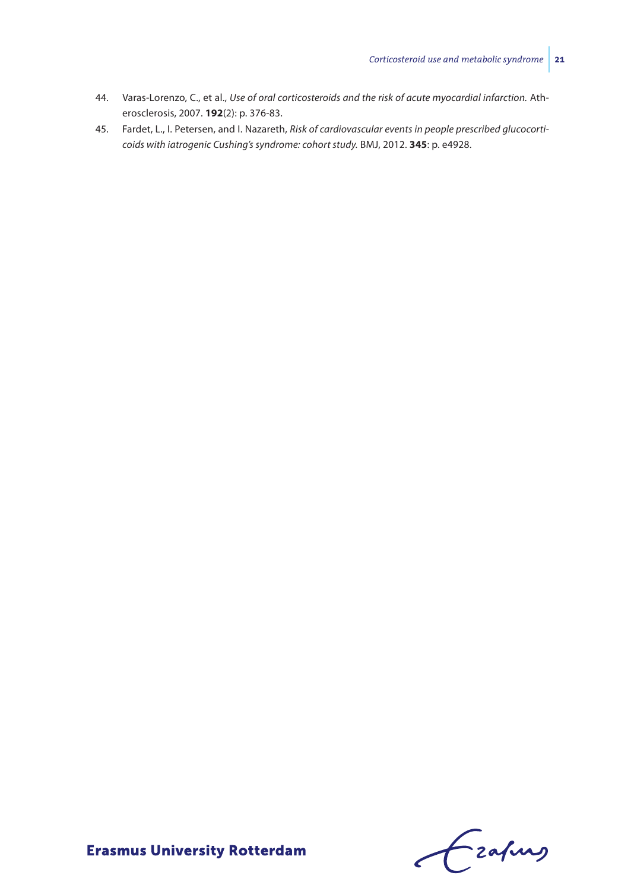44. Varas-Lorenzo, C., et al., *Use of oral corticosteroids and the risk of acute myocardial infarction.* Atherosclerosis, 2007. **192**(2): p. 376-83.
45. Fardet, L., I. Petersen, and I. Nazareth, *Risk of cardiovascular events in people prescribed glucocorticoids with iatrogenic Cushing's syndrome: cohort study.* BMJ, 2012. **345**: p. e4928.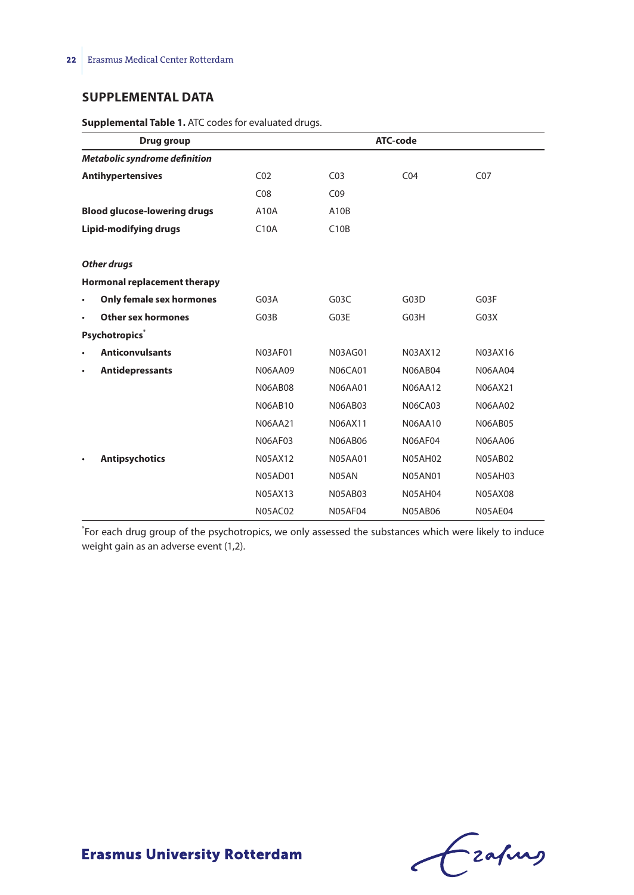## SUPPLEMENTAL DATA

**Supplemental Table 1.** ATC codes for evaluated drugs.

| Drug group | ATC-code | | | |
|---|---|---|---|---|
| ***Metabolic syndrome definition*** | | | | |
| **Antihypertensives** | C02 | C03 | C04 | C07 |
| | C08 | C09 | | |
| **Blood glucose-lowering drugs** | A10A | A10B | | |
| **Lipid-modifying drugs** | C10A | C10B | | |
| | | | | |
| ***Other drugs*** | | | | |
| **Hormonal replacement therapy** | | | | |
| • **Only female sex hormones** | G03A | G03C | G03D | G03F |
| • **Other sex hormones** | G03B | G03E | G03H | G03X |
| **Psychotropics*** | | | | |
| • **Anticonvulsants** | N03AF01 | N03AG01 | N03AX12 | N03AX16 |
| • **Antidepressants** | N06AA09 | N06CA01 | N06AB04 | N06AA04 |
| | N06AB08 | N06AA01 | N06AA12 | N06AX21 |
| | N06AB10 | N06AB03 | N06CA03 | N06AA02 |
| | N06AA21 | N06AX11 | N06AA10 | N06AB05 |
| | N06AF03 | N06AB06 | N06AF04 | N06AA06 |
| • **Antipsychotics** | N05AX12 | N05AA01 | N05AH02 | N05AB02 |
| | N05AD01 | N05AN | N05AN01 | N05AH03 |
| | N05AX13 | N05AB03 | N05AH04 | N05AX08 |
| | N05AC02 | N05AF04 | N05AB06 | N05AE04 |

*For each drug group of the psychotropics, we only assessed the substances which were likely to induce weight gain as an adverse event (1,2).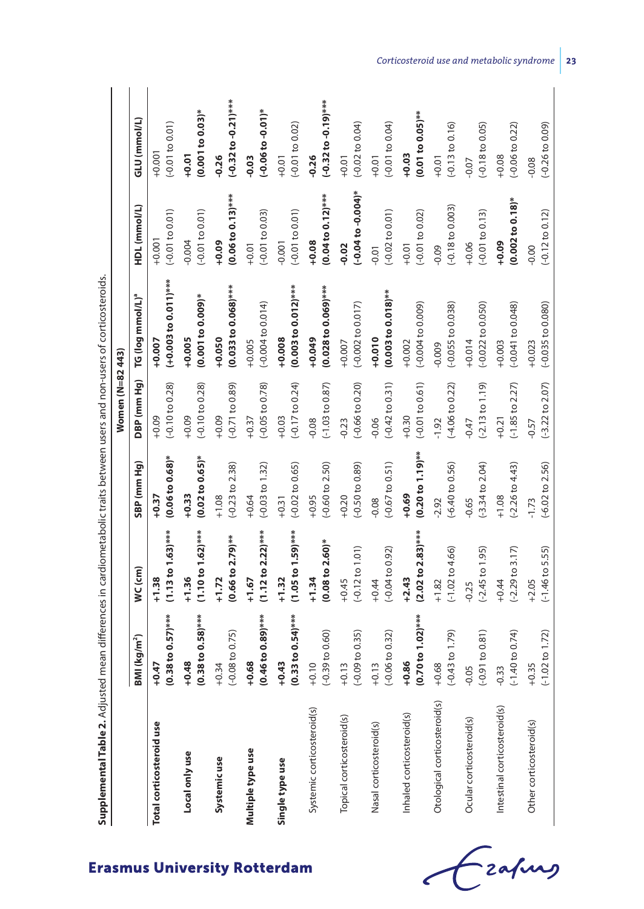**Supplemental Table 2.** Adjusted mean differences in cardiometabolic traits between users and non-users of corticosteroids.

| | Women (N=82 443) | | | | | | |
|---|---|---|---|---|---|---|---|
| | BMI (kg/m$^2$) | WC (cm) | SBP (mm Hg) | DBP (mm Hg) | TG (log mmol/L)[a] | HDL (mmol/L) | GLU (mmol/L) |
| **Total corticosteroid use** | **+0.47 (0.38 to 0.57)*****| **+1.38 (1.13 to 1.63)***** | **+0.37 (0.06 to 0.68)*** | +0.09 (-0.10 to 0.28) | **+0.007 (+0.003 to 0.011)***** | +0.001 (-0.01 to 0.01) | +0.001 (-0.01 to 0.01) |
| **Local only use** | **+0.48 (0.38 to 0.58)***** | **+1.36 (1.10 to 1.62)***** | **+0.33 (0.02 to 0.65)*** | +0.09 (-0.10 to 0.28) | **+0.005 (0.001 to 0.009)*** | -0.004 (-0.01 to 0.01) | **+0.01 (0.001 to 0.03)*** |
| **Systemic use** | +0.34 (-0.08 to 0.75) | **+1.72 (0.66 to 2.79)**** | +1.08 (-0.23 to 2.38) | +0.09 (-0.71 to 0.89) | **+0.050 (0.033 to 0.068)***** | **+0.09 (0.06 to 0.13)***** | **-0.26 (-0.32 to -0.21)***** |
| **Multiple type use** | **+0.68 (0.46 to 0.89)***** | **+1.67 (1.12 to 2.22)***** | +0.64 (-0.03 to 1.32) | +0.37 (-0.05 to 0.78) | +0.005 (-0.004 to 0.014) | +0.01 (-0.01 to 0.03) | **-0.03 (-0.06 to -0.01)*** |
| **Single type use** | **+0.43 (0.33 to 0.54)***** | **+1.32 (1.05 to 1.59)***** | +0.31 (-0.02 to 0.65) | +0.03 (-0.17 to 0.24) | **+0.008 (0.003 to 0.012)***** | -0.001 (-0.01 to 0.01) | +0.01 (-0.01 to 0.02) |
| Systemic corticosteroid(s) | +0.10 (-0.39 to 0.60) | **+1.34 (0.08 to 2.60)*** | +0.95 (-0.60 to 2.50) | -0.08 (-1.03 to 0.87) | **+0.049 (0.028 to 0.069)***** | **+0.08 (0.04 to 0.12)***** | **-0.26 (-0.32 to -0.19)***** |
| Topical corticosteroid(s) | +0.13 (-0.09 to 0.35) | +0.45 (-0.12 to 1.01) | +0.20 (-0.50 to 0.89) | -0.23 (-0.66 to 0.20) | +0.007 (-0.002 to 0.017) | **-0.02 (-0.04 to -0.004)*** | +0.01 (-0.02 to 0.04) |
| Nasal corticosteroid(s) | +0.13 (-0.06 to 0.32) | +0.44 (-0.04 to 0.92) | -0.08 (-0.67 to 0.51) | -0.06 (-0.42 to 0.31) | **+0.010 (0.003 to 0.018)**** | -0.01 (-0.02 to 0.01) | +0.01 (-0.01 to 0.04) |
| Inhaled corticosteroid(s) | **+0.86 (0.70 to 1.02)***** | **+2.43 (2.02 to 2.83)***** | **+0.69 (0.20 to 1.19)**** | +0.30 (-0.01 to 0.61) | +0.002 (-0.004 to 0.009) | +0.01 (-0.01 to 0.02) | **+0.03 (0.01 to 0.05)**** |
| Otological corticosteroid(s) | +0.68 (-0.43 to 1.79) | +1.82 (-1.02 to 4.66) | -2.92 (-6.40 to 0.56) | -1.92 (-4.06 to 0.22) | -0.009 (-0.055 to 0.038) | -0.09 (-0.18 to 0.003) | +0.01 (-0.13 to 0.16) |
| Ocular corticosteroid(s) | -0.05 (-0.91 to 0.81) | -0.25 (-2.45 to 1.95) | -0.65 (-3.34 to 2.04) | -0.47 (-2.13 to 1.19) | +0.014 (-0.022 to 0.050) | +0.06 (-0.01 to 0.13) | -0.07 (-0.18 to 0.05) |
| Intestinal corticosteroid(s) | -0.33 (-1.40 to 0.74) | +0.44 (-2.29 to 3.17) | +1.08 (-2.26 to 4.43) | +0.21 (-1.85 to 2.27) | +0.003 (-0.041 to 0.048) | **+0.09 (0.002 to 0.18)*** | +0.08 (-0.06 to 0.22) |
| Other corticosteroid(s) | +0.35 (-1.02 to 1.72) | +2.05 (-1.46 to 5.55) | -1.73 (-6.02 to 2.56) | -0.57 (-3.22 to 2.07) | +0.023 (-0.035 to 0.080) | -0.00 (-0.12 to 0.12) | -0.08 (-0.26 to 0.09) |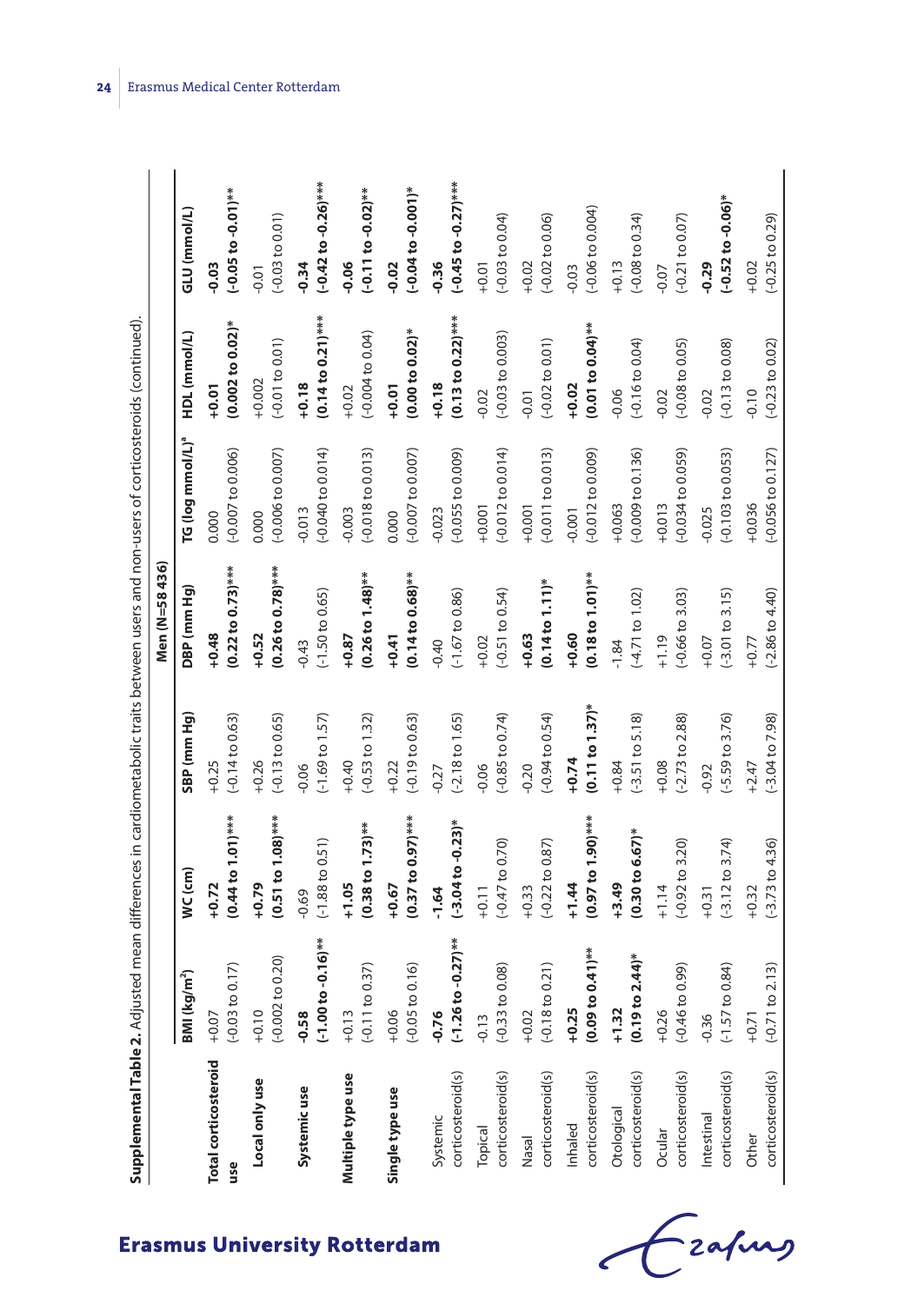**Supplemental Table 2.** Adjusted mean differences in cardiometabolic traits between users and non-users of corticosteroids (continued).

| | Men (N=58 436) | | | | | | |
|---|---|---|---|---|---|---|---|
| | BMI (kg/m$^2$) | WC (cm) | SBP (mm Hg) | DBP (mm Hg) | TG (log mmol/L)[a] | HDL (mmol/L) | GLU (mmol/L) |
| **Total corticosteroid use** | +0.07 (-0.03 to 0.17) | **+0.72 (0.44 to 1.01)*** ** | +0.25 (-0.14 to 0.63) | **+0.48 (0.22 to 0.73)*** ** | 0.000 (-0.007 to 0.006) | **+0.01 (0.002 to 0.02)*** | **-0.03 (-0.05 to -0.01)** ** |
| **Local only use** | +0.10 (-0.002 to 0.20) | **+0.79 (0.51 to 1.08)*** ** | +0.26 (-0.13 to 0.65) | **+0.52 (0.26 to 0.78)*** ** | 0.000 (-0.006 to 0.007) | +0.002 (-0.01 to 0.01) | -0.01 (-0.03 to 0.01) |
| **Systemic use** | **-0.58 (-1.00 to -0.16)** ** | -0.69 (-1.88 to 0.51) | -0.06 (-1.69 to 1.57) | -0.43 (-1.50 to 0.65) | -0.013 (-0.040 to 0.014) | **+0.18 (0.14 to 0.21)*** ** | **-0.34 (-0.42 to -0.26)*** ** |
| **Multiple type use** | +0.13 (-0.11 to 0.37) | **+1.05 (0.38 to 1.73)** ** | +0.40 (-0.53 to 1.32) | **+0.87 (0.26 to 1.48)** ** | -0.003 (-0.018 to 0.013) | +0.02 (-0.004 to 0.04) | **-0.06 (-0.11 to -0.02)** ** |
| **Single type use** | +0.06 (-0.05 to 0.16) | **+0.67 (0.37 to 0.97)*** ** | +0.22 (-0.19 to 0.63) | **+0.41 (0.14 to 0.68)** ** | 0.000 (-0.007 to 0.007) | **+0.01 (0.00 to 0.02)*** | **-0.02 (-0.04 to -0.001)*** |
| Systemic corticosteroid(s) | **-0.76 (-1.26 to -0.27)** ** | **-1.64 (-3.04 to -0.23)*** | -0.27 (-2.18 to 1.65) | -0.40 (-1.67 to 0.86) | -0.023 (-0.055 to 0.009) | **+0.18 (0.13 to 0.22)*** ** | **-0.36 (-0.45 to -0.27)*** ** |
| Topical corticosteroid(s) | -0.13 (-0.33 to 0.08) | +0.11 (-0.47 to 0.70) | -0.06 (-0.85 to 0.74) | +0.02 (-0.51 to 0.54) | +0.001 (-0.012 to 0.014) | -0.02 (-0.03 to 0.003) | +0.01 (-0.03 to 0.04) |
| Nasal corticosteroid(s) | +0.02 (-0.18 to 0.21) | +0.33 (-0.22 to 0.87) | -0.20 (-0.94 to 0.54) | **+0.63 (0.14 to 1.11)*** | +0.001 (-0.011 to 0.013) | -0.01 (-0.02 to 0.01) | +0.02 (-0.02 to 0.06) |
| Inhaled corticosteroid(s) | **+0.25 (0.09 to 0.41)** ** | **+1.44 (0.97 to 1.90)*** ** | **+0.74 (0.11 to 1.37)*** | **+0.60 (0.18 to 1.01)** ** | -0.001 (-0.012 to 0.009) | **+0.02 (0.01 to 0.04)** ** | -0.03 (-0.06 to 0.004) |
| Otological corticosteroid(s) | **+1.32 (0.19 to 2.44)*** | **+3.49 (0.30 to 6.67)*** | +0.84 (-3.51 to 5.18) | -1.84 (-4.71 to 1.02) | +0.063 (-0.009 to 0.136) | -0.06 (-0.16 to 0.04) | +0.13 (-0.08 to 0.34) |
| Ocular corticosteroid(s) | +0.26 (-0.46 to 0.99) | +1.14 (-0.92 to 3.20) | +0.08 (-2.73 to 2.88) | +1.19 (-0.66 to 3.03) | +0.013 (-0.034 to 0.059) | -0.02 (-0.08 to 0.05) | -0.07 (-0.21 to 0.07) |
| Intestinal corticosteroid(s) | -0.36 (-1.57 to 0.84) | +0.31 (-3.12 to 3.74) | -0.92 (-5.59 to 3.76) | +0.07 (-3.01 to 3.15) | -0.025 (-0.103 to 0.053) | -0.02 (-0.13 to 0.08) | **-0.29 (-0.52 to -0.06)*** |
| Other corticosteroid(s) | +0.71 (-0.71 to 2.13) | +0.32 (-3.73 to 4.36) | +2.47 (-3.04 to 7.98) | +0.77 (-2.86 to 4.40) | +0.036 (-0.056 to 0.127) | -0.10 (-0.23 to 0.02) | +0.02 (-0.25 to 0.29) |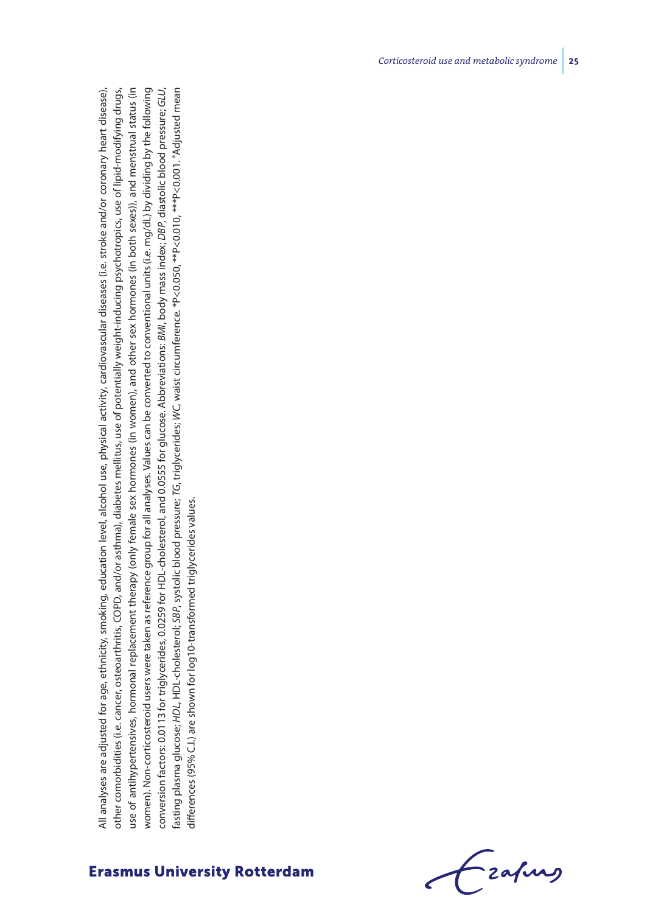All analyses are adjusted for age, ethnicity, smoking, education level, alcohol use, physical activity, cardiovascular diseases (i.e. stroke and/or coronary heart disease), other comorbidities (i.e. cancer, osteoarthritis, COPD, and/or asthma), diabetes mellitus, use of potentially weight-inducing psychotropics, use of lipid-modifying drugs, use of antihypertensives, hormonal replacement therapy (only female sex hormones (in women), and other sex hormones (in both sexes)), and menstrual status (in women). Non-corticosteroid users were taken as reference group for all analyses. Values can be converted to conventional units (i.e. mg/dL) by dividing by the following conversion factors: 0.0113 for triglycerides, 0.0259 for HDL-cholesterol, and 0.0555 for glucose. Abbreviations: *BMI*, body mass index; *DBP*, diastolic blood pressure; *GLU*, fasting plasma glucose; *HDL*, HDL-cholesterol; *SBP*, systolic blood pressure; *TG*, triglycerides; *WC*, waist circumference. \*P<0.050, \*\*P<0.010, \*\*\*P<0.001. [a]Adjusted mean differences (95% C.I.) are shown for log10-transformed triglycerides values.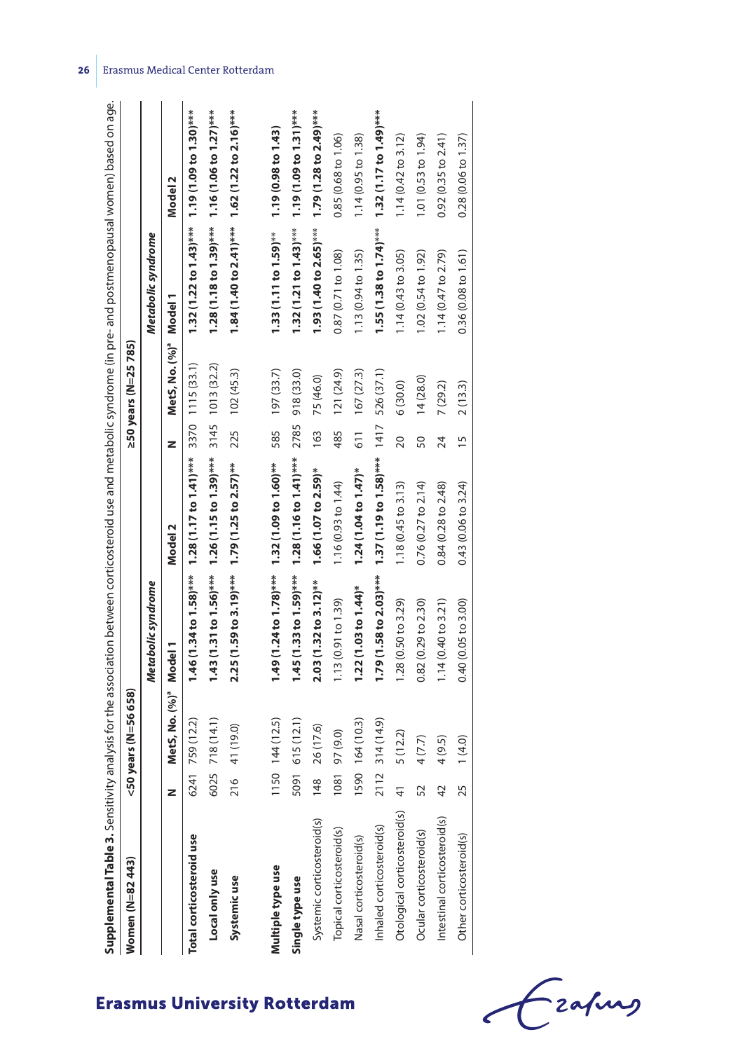**Supplemental Table 3.** Sensitivity analysis for the association between corticosteroid use and metabolic syndrome (in pre- and postmenopausal women) based on age.

| Women (N=82 443) | <50 years (N=56 658) | | | | ≥50 years (N=25 785) | | | |
|---|---|---|---|---|---|---|---|---|
| | | | *Metabolic syndrome* | | | | *Metabolic syndrome* | |
| | N | MetS, No. (%)[a] | Model 1 | Model 2 | N | MetS, No. (%)[a] | Model 1 | Model 2 |
| **Total corticosteroid use** | 6241 | 759 (12.2) | **1.46 (1.34 to 1.58)*\*\*** | **1.28 (1.17 to 1.41)*\*\*** | 3370 | 1115 (33.1) | **1.32 (1.22 to 1.43)*\*\*** | **1.19 (1.09 to 1.30)*\*\*** |
| **Local only use** | 6025 | 718 (14.1) | **1.43 (1.31 to 1.56)*\*\*** | **1.26 (1.15 to 1.39)*\*\*** | 3145 | 1013 (32.2) | **1.28 (1.18 to 1.39)*\*\*** | **1.16 (1.06 to 1.27)*\*\*** |
| **Systemic use** | 216 | 41 (19.0) | **2.25 (1.59 to 3.19)*\*\*** | **1.79 (1.25 to 2.57)\*\*** | 225 | 102 (45.3) | **1.84 (1.40 to 2.41)*\*\*** | **1.62 (1.22 to 2.16)*\*\*** |
| **Multiple type use** | 1150 | 144 (12.5) | **1.49 (1.24 to 1.78)*\*\*** | **1.32 (1.09 to 1.60)\*\*** | 585 | 197 (33.7) | **1.33 (1.11 to 1.59)\*\*** | **1.19 (0.98 to 1.43)** |
| **Single type use** | 5091 | 615 (12.1) | **1.45 (1.33 to 1.59)*\*\*** | **1.28 (1.16 to 1.41)*\*\*** | 2785 | 918 (33.0) | **1.32 (1.21 to 1.43)*\*\*** | **1.19 (1.09 to 1.31)*\*\*** |
| Systemic corticosteroid(s) | 148 | 26 (17.6) | **2.03 (1.32 to 3.12)\*\*** | **1.66 (1.07 to 2.59)\*** | 163 | 75 (46.0) | **1.93 (1.40 to 2.65)*\*\*** | **1.79 (1.28 to 2.49)*\*\*** |
| Topical corticosteroid(s) | 1081 | 97 (9.0) | 1.13 (0.91 to 1.39) | 1.16 (0.93 to 1.44) | 485 | 121 (24.9) | 0.87 (0.71 to 1.08) | 0.85 (0.68 to 1.06) |
| Nasal corticosteroid(s) | 1590 | 164 (10.3) | **1.22 (1.03 to 1.44)\*** | **1.24 (1.04 to 1.47)\*** | 611 | 167 (27.3) | 1.13 (0.94 to 1.35) | 1.14 (0.95 to 1.38) |
| Inhaled corticosteroid(s) | 2112 | 314 (14.9) | **1.79 (1.58 to 2.03)*\*\*** | **1.37 (1.19 to 1.58)*\*\*** | 1417 | 526 (37.1) | **1.55 (1.38 to 1.74)*\*\*** | **1.32 (1.17 to 1.49)*\*\*** |
| Otological corticosteroid(s) | 41 | 5 (12.2) | 1.28 (0.50 to 3.29) | 1.18 (0.45 to 3.13) | 20 | 6 (30.0) | 1.14 (0.43 to 3.05) | 1.14 (0.42 to 3.12) |
| Ocular corticosteroid(s) | 52 | 4 (7.7) | 0.82 (0.29 to 2.30) | 0.76 (0.27 to 2.14) | 50 | 14 (28.0) | 1.02 (0.54 to 1.92) | 1.01 (0.53 to 1.94) |
| Intestinal corticosteroid(s) | 42 | 4 (9.5) | 1.14 (0.40 to 3.21) | 0.84 (0.28 to 2.48) | 24 | 7 (29.2) | 1.14 (0.47 to 2.79) | 0.92 (0.35 to 2.41) |
| Other corticosteroid(s) | 25 | 1 (4.0) | 0.40 (0.05 to 3.00) | 0.43 (0.06 to 3.24) | 15 | 2 (13.3) | 0.36 (0.08 to 1.61) | 0.28 (0.06 to 1.37) |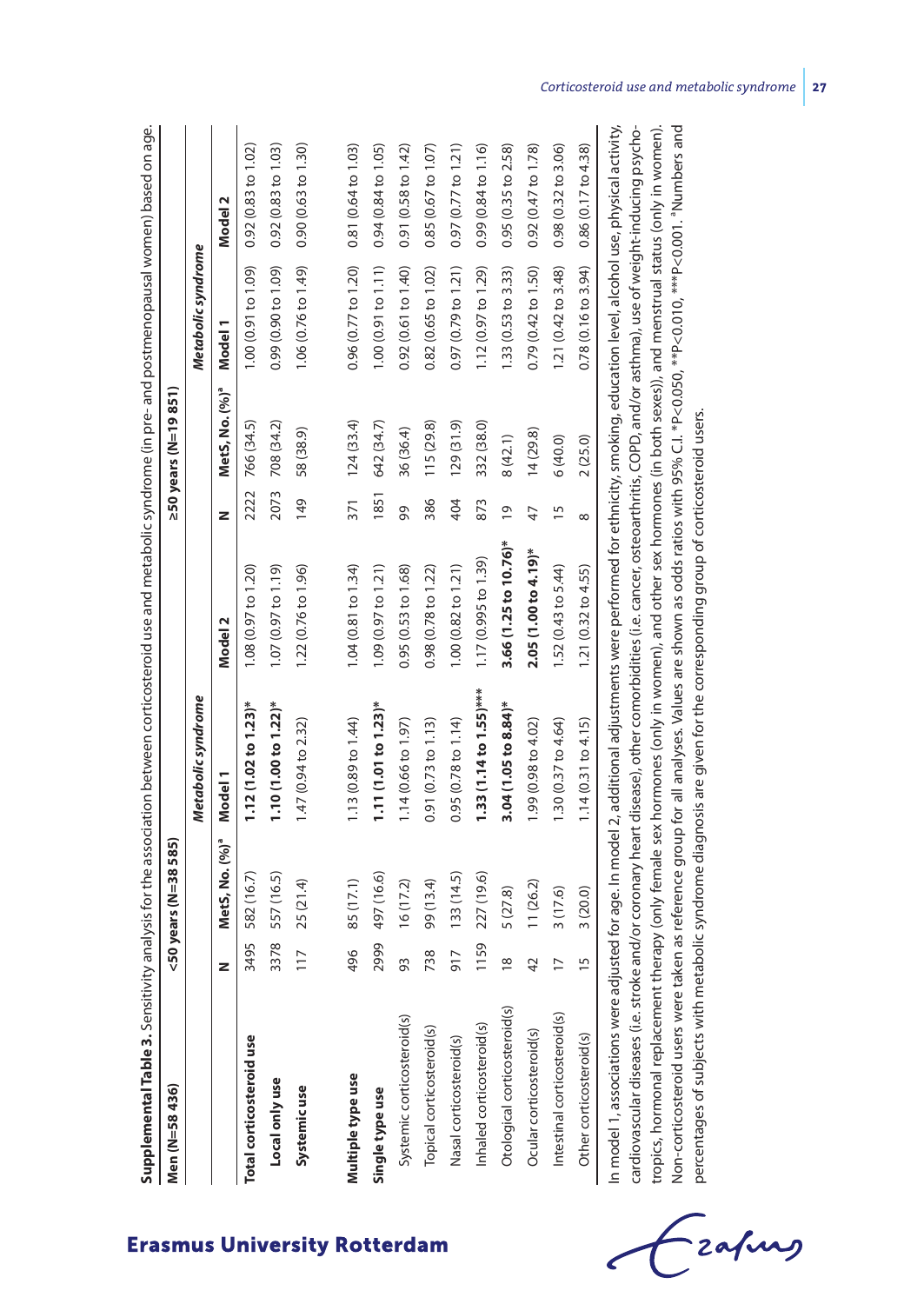**Supplemental Table 3.** Sensitivity analysis for the association between corticosteroid use and metabolic syndrome (in pre- and postmenopausal women) based on age.

| Men (N=58 436) | <50 years (N=38 585) | | | | ≥50 years (N=19 851) | | | |
|---|---|---|---|---|---|---|---|---|
| | | | *Metabolic syndrome* | | | | *Metabolic syndrome* | |
| | N | MetS, No. (%)[a] | Model 1 | Model 2 | N | MetS, No. (%)[a] | Model 1 | Model 2 |
| **Total corticosteroid use** | 3495 | 582 (16.7) | **1.12 (1.02 to 1.23)*** | 1.08 (0.97 to 1.20) | 2222 | 766 (34.5) | 1.00 (0.91 to 1.09) | 0.92 (0.83 to 1.02) |
| **Local only use** | 3378 | 557 (16.5) | **1.10 (1.00 to 1.22)*** | 1.07 (0.97 to 1.19) | 2073 | 708 (34.2) | 0.99 (0.90 to 1.09) | 0.92 (0.83 to 1.03) |
| **Systemic use** | 117 | 25 (21.4) | 1.47 (0.94 to 2.32) | 1.22 (0.76 to 1.96) | 149 | 58 (38.9) | 1.06 (0.76 to 1.49) | 0.90 (0.63 to 1.30) |
| | | | | | | | | |
| **Multiple type use** | 496 | 85 (17.1) | 1.13 (0.89 to 1.44) | 1.04 (0.81 to 1.34) | 371 | 124 (33.4) | 0.96 (0.77 to 1.20) | 0.81 (0.64 to 1.03) |
| **Single type use** | 2999 | 497 (16.6) | **1.11 (1.01 to 1.23)*** | 1.09 (0.97 to 1.21) | 1851 | 642 (34.7) | 1.00 (0.91 to 1.11) | 0.94 (0.84 to 1.05) |
| Systemic corticosteroid(s) | 93 | 16 (17.2) | 1.14 (0.66 to 1.97) | 0.95 (0.53 to 1.68) | 99 | 36 (36.4) | 0.92 (0.61 to 1.40) | 0.91 (0.58 to 1.42) |
| Topical corticosteroid(s) | 738 | 99 (13.4) | 0.91 (0.73 to 1.13) | 0.98 (0.78 to 1.22) | 386 | 115 (29.8) | 0.82 (0.65 to 1.02) | 0.85 (0.67 to 1.07) |
| Nasal corticosteroid(s) | 917 | 133 (14.5) | 0.95 (0.78 to 1.14) | 1.00 (0.82 to 1.21) | 404 | 129 (31.9) | 0.97 (0.79 to 1.21) | 0.97 (0.77 to 1.21) |
| Inhaled corticosteroid(s) | 1159 | 227 (19.6) | **1.33 (1.14 to 1.55)***** | 1.17 (0.995 to 1.39) | 873 | 332 (38.0) | 1.12 (0.97 to 1.29) | 0.99 (0.84 to 1.16) |
| Otological corticosteroid(s) | 18 | 5 (27.8) | **3.04 (1.05 to 8.84)*** | **3.66 (1.25 to 10.76)*** | 19 | 8 (42.1) | 1.33 (0.53 to 3.33) | 0.95 (0.35 to 2.58) |
| Ocular corticosteroid(s) | 42 | 11 (26.2) | 1.99 (0.98 to 4.02) | **2.05 (1.00 to 4.19)*** | 47 | 14 (29.8) | 0.79 (0.42 to 1.50) | 0.92 (0.47 to 1.78) |
| Intestinal corticosteroid(s) | 17 | 3 (17.6) | 1.30 (0.37 to 4.64) | 1.52 (0.43 to 5.44) | 15 | 6 (40.0) | 1.21 (0.42 to 3.48) | 0.98 (0.32 to 3.06) |
| Other corticosteroid(s) | 15 | 3 (20.0) | 1.14 (0.31 to 4.15) | 1.21 (0.32 to 4.55) | 8 | 2 (25.0) | 0.78 (0.16 to 3.94) | 0.86 (0.17 to 4.38) |

In model 1, associations were adjusted for age. In model 2, additional adjustments were performed for ethnicity, smoking, education level, alcohol use, physical activity, cardiovascular diseases (i.e. stroke and/or coronary heart disease), other comorbidities (i.e. cancer, osteoarthritis, COPD, and/or asthma), use of weight-inducing psychotropics, hormonal replacement therapy (only female sex hormones (only in women), and other sex hormones (in both sexes)), and menstrual status (only in women). Non-corticosteroid users were taken as reference group for all analyses. Values are shown as odds ratios with 95% C.I. *P<0.050, **P<0.010, ***P<0.001. [a]Numbers and percentages of subjects with metabolic syndrome diagnosis are given for the corresponding group of corticosteroid users.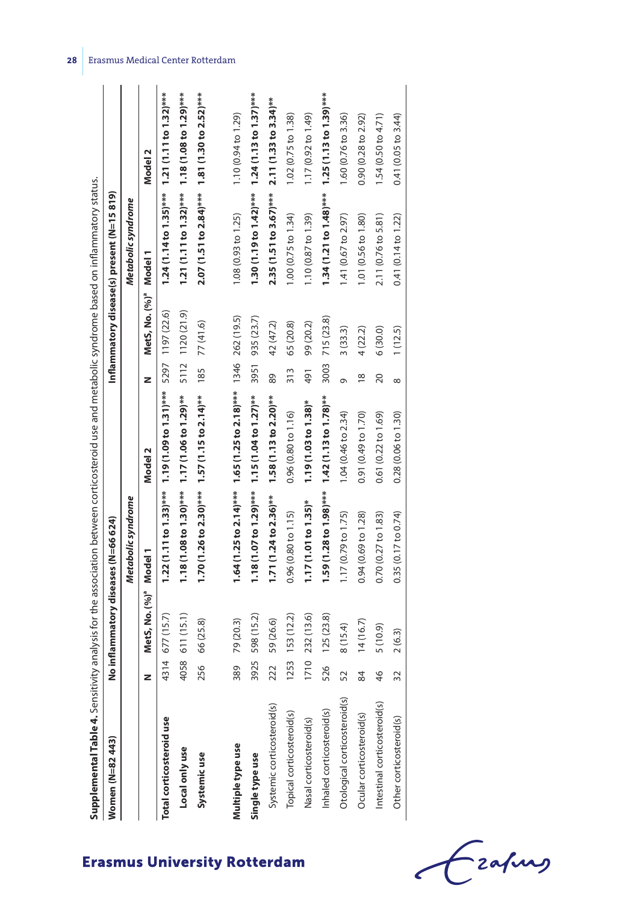**Supplemental Table 4.** Sensitivity analysis for the association between corticosteroid use and metabolic syndrome based on inflammatory status.

| Women (N=82 443) | No inflammatory diseases (N=66 624) | | | | Inflammatory disease(s) present (N=15 819) | | | |
|---|---|---|---|---|---|---|---|---|
| | | | *Metabolic syndrome* | | | | *Metabolic syndrome* | |
| | N | MetS, No. (%)[a] | Model 1 | Model 2 | N | MetS, No. (%)[a] | Model 1 | Model 2 |
| **Total corticosteroid use** | 4314 | 677 (15.7) | **1.22 (1.11 to 1.33)*** ** | **1.19 (1.09 to 1.31)*** ** | 5297 | 1197 (22.6) | **1.24 (1.14 to 1.35)*** ** | **1.21 (1.11 to 1.32)*** ** |
| **Local only use** | 4058 | 611 (15.1) | **1.18 (1.08 to 1.30)*** ** | **1.17 (1.06 to 1.29)** ** | 5112 | 1120 (21.9) | **1.21 (1.11 to 1.32)*** ** | **1.18 (1.08 to 1.29)*** ** |
| **Systemic use** | 256 | 66 (25.8) | **1.70 (1.26 to 2.30)*** ** | **1.57 (1.15 to 2.14)** ** | 185 | 77 (41.6) | **2.07 (1.51 to 2.84)*** ** | **1.81 (1.30 to 2.52)*** ** |
| **Multiple type use** | 389 | 79 (20.3) | **1.64 (1.25 to 2.14)*** ** | **1.65 (1.25 to 2.18)*** ** | 1346 | 262 (19.5) | 1.08 (0.93 to 1.25) | 1.10 (0.94 to 1.29) |
| **Single type use** | 3925 | 598 (15.2) | **1.18 (1.07 to 1.29)*** ** | **1.15 (1.04 to 1.27)** ** | 3951 | 935 (23.7) | **1.30 (1.19 to 1.42)*** ** | **1.24 (1.13 to 1.37)*** ** |
| Systemic corticosteroid(s) | 222 | 59 (26.6) | **1.71 (1.24 to 2.36)** ** | **1.58 (1.13 to 2.20)** ** | 89 | 42 (47.2) | **2.35 (1.51 to 3.67)*** ** | **2.11 (1.33 to 3.34)** ** |
| Topical corticosteroid(s) | 1253 | 153 (12.2) | 0.96 (0.80 to 1.15) | 0.96 (0.80 to 1.16) | 313 | 65 (20.8) | 1.00 (0.75 to 1.34) | 1.02 (0.75 to 1.38) |
| Nasal corticosteroid(s) | 1710 | 232 (13.6) | **1.17 (1.01 to 1.35)*** | **1.19 (1.03 to 1.38)*** | 491 | 99 (20.2) | 1.10 (0.87 to 1.39) | 1.17 (0.92 to 1.49) |
| Inhaled corticosteroid(s) | 526 | 125 (23.8) | **1.59 (1.28 to 1.98)*** ** | **1.42 (1.13 to 1.78)** ** | 3003 | 715 (23.8) | **1.34 (1.21 to 1.48)*** ** | **1.25 (1.13 to 1.39)*** ** |
| Otological corticosteroid(s) | 52 | 8 (15.4) | 1.17 (0.79 to 1.75) | 1.04 (0.46 to 2.34) | 9 | 3 (33.3) | 1.41 (0.67 to 2.97) | 1.60 (0.76 to 3.36) |
| Ocular corticosteroid(s) | 84 | 14 (16.7) | 0.94 (0.69 to 1.28) | 0.91 (0.49 to 1.70) | 18 | 4 (22.2) | 1.01 (0.56 to 1.80) | 0.90 (0.28 to 2.92) |
| Intestinal corticosteroid(s) | 46 | 5 (10.9) | 0.70 (0.27 to 1.83) | 0.61 (0.22 to 1.69) | 20 | 6 (30.0) | 2.11 (0.76 to 5.81) | 1.54 (0.50 to 4.71) |
| Other corticosteroid(s) | 32 | 2 (6.3) | 0.35 (0.17 to 0.74) | 0.28 (0.06 to 1.30) | 8 | 1 (12.5) | 0.41 (0.14 to 1.22) | 0.41 (0.05 to 3.44) |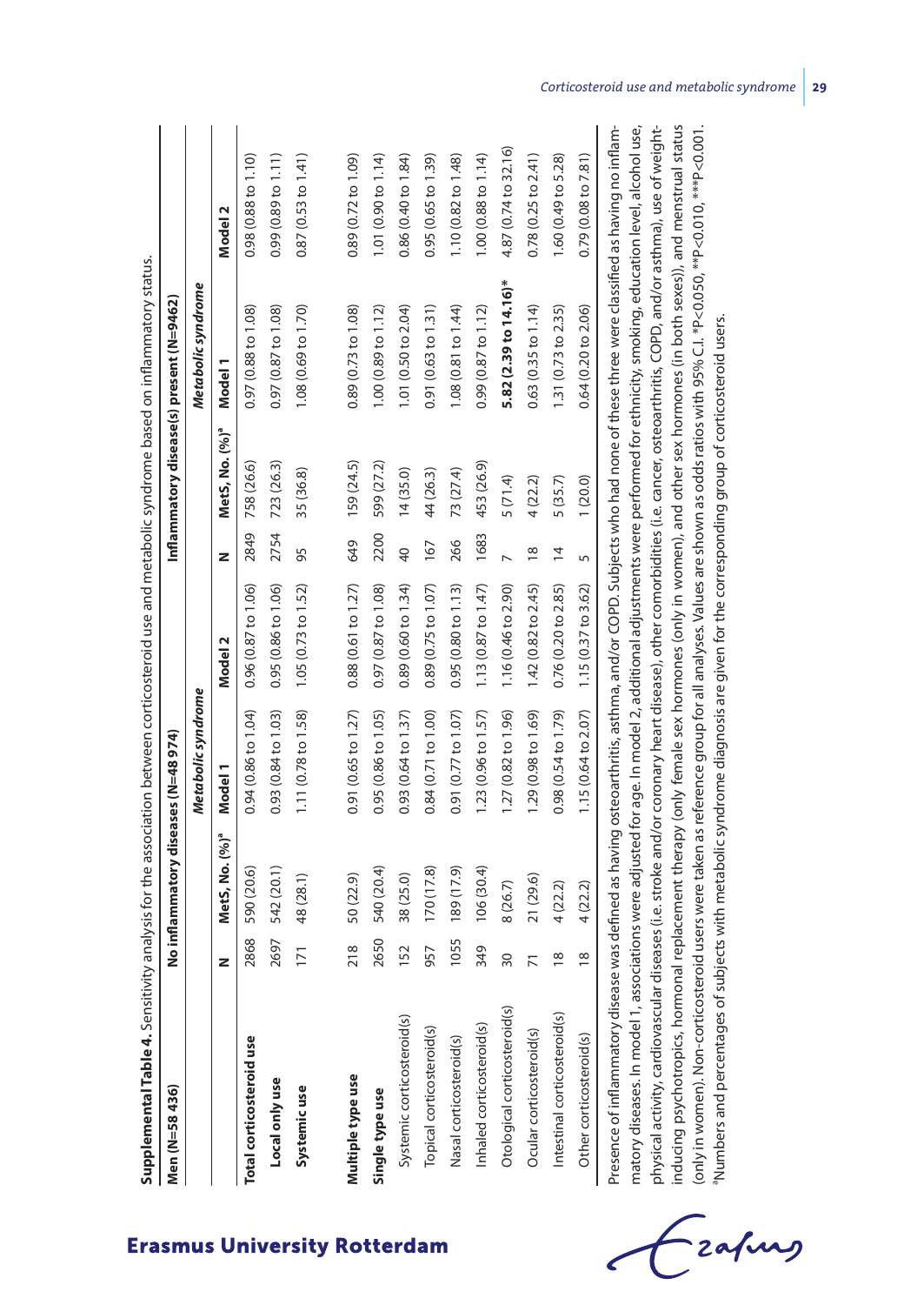**Supplemental Table 4.** Sensitivity analysis for the association between corticosteroid use and metabolic syndrome based on inflammatory status.

| Men (N=58 436) | No inflammatory diseases (N=48 974) | | | | Inflammatory disease(s) present (N=9462) | | | |
|---|---|---|---|---|---|---|---|---|
| | | | *Metabolic syndrome* | | | | *Metabolic syndrome* | |
| | N | MetS, No. (%)[a] | Model 1 | Model 2 | N | MetS, No. (%)[a] | Model 1 | Model 2 |
| **Total corticosteroid use** | 2868 | 590 (20.6) | 0.94 (0.86 to 1.04) | 0.96 (0.87 to 1.06) | 2849 | 758 (26.6) | 0.97 (0.88 to 1.08) | 0.98 (0.88 to 1.10) |
| **Local only use** | 2697 | 542 (20.1) | 0.93 (0.84 to 1.03) | 0.95 (0.86 to 1.06) | 2754 | 723 (26.3) | 0.97 (0.87 to 1.08) | 0.99 (0.89 to 1.11) |
| **Systemic use** | 171 | 48 (28.1) | 1.11 (0.78 to 1.58) | 1.05 (0.73 to 1.52) | 95 | 35 (36.8) | 1.08 (0.69 to 1.70) | 0.87 (0.53 to 1.41) |
| | | | | | | | | |
| **Multiple type use** | 218 | 50 (22.9) | 0.91 (0.65 to 1.27) | 0.88 (0.61 to 1.27) | 649 | 159 (24.5) | 0.89 (0.73 to 1.08) | 0.89 (0.72 to 1.09) |
| **Single type use** | 2650 | 540 (20.4) | 0.95 (0.86 to 1.05) | 0.97 (0.87 to 1.08) | 2200 | 599 (27.2) | 1.00 (0.89 to 1.12) | 1.01 (0.90 to 1.14) |
| Systemic corticosteroid(s) | 152 | 38 (25.0) | 0.93 (0.64 to 1.37) | 0.89 (0.60 to 1.34) | 40 | 14 (35.0) | 1.01 (0.50 to 2.04) | 0.86 (0.40 to 1.84) |
| Topical corticosteroid(s) | 957 | 170 (17.8) | 0.84 (0.71 to 1.00) | 0.89 (0.75 to 1.07) | 167 | 44 (26.3) | 0.91 (0.63 to 1.31) | 0.95 (0.65 to 1.39) |
| Nasal corticosteroid(s) | 1055 | 189 (17.9) | 0.91 (0.77 to 1.07) | 0.95 (0.80 to 1.13) | 266 | 73 (27.4) | 1.08 (0.81 to 1.44) | 1.10 (0.82 to 1.48) |
| Inhaled corticosteroid(s) | 349 | 106 (30.4) | 1.23 (0.96 to 1.57) | 1.13 (0.87 to 1.47) | 1683 | 453 (26.9) | 0.99 (0.87 to 1.12) | 1.00 (0.88 to 1.14) |
| Otological corticosteroid(s) | 30 | 8 (26.7) | 1.27 (0.82 to 1.96) | 1.16 (0.46 to 2.90) | 7 | 5 (71.4) | **5.82 (2.39 to 14.16)*** | 4.87 (0.74 to 32.16) |
| Ocular corticosteroid(s) | 71 | 21 (29.6) | 1.29 (0.98 to 1.69) | 1.42 (0.82 to 2.45) | 18 | 4 (22.2) | 0.63 (0.35 to 1.14) | 0.78 (0.25 to 2.41) |
| Intestinal corticosteroid(s) | 18 | 4 (22.2) | 0.98 (0.54 to 1.79) | 0.76 (0.20 to 2.85) | 14 | 5 (35.7) | 1.31 (0.73 to 2.35) | 1.60 (0.49 to 5.28) |
| Other corticosteroid(s) | 18 | 4 (22.2) | 1.15 (0.64 to 2.07) | 1.15 (0.37 to 3.62) | 5 | 1 (20.0) | 0.64 (0.20 to 2.06) | 0.79 (0.08 to 7.81) |

Presence of inflammatory disease was defined as having osteoarthritis, asthma, and/or COPD. Subjects who had none of these three were classified as having no inflammatory diseases. In model 1, associations were adjusted for age. In model 2, additional adjustments were performed for ethnicity, smoking, education level, alcohol use, physical activity, cardiovascular diseases (i.e. stroke and/or coronary heart disease), other comorbidities (i.e. cancer, osteoarthritis, COPD, and/or asthma), use of weight-inducing psychotropics, hormonal replacement therapy (only female sex hormones (only in women), and other sex hormones (in both sexes)), and menstrual status (only in women). Non-corticosteroid users were taken as reference group for all analyses. Values are shown as odds ratios with 95% C.I. *P<0.050, **P<0.010, ***P<0.001.
[a]Numbers and percentages of subjects with metabolic syndrome diagnosis are given for the corresponding group of corticosteroid users.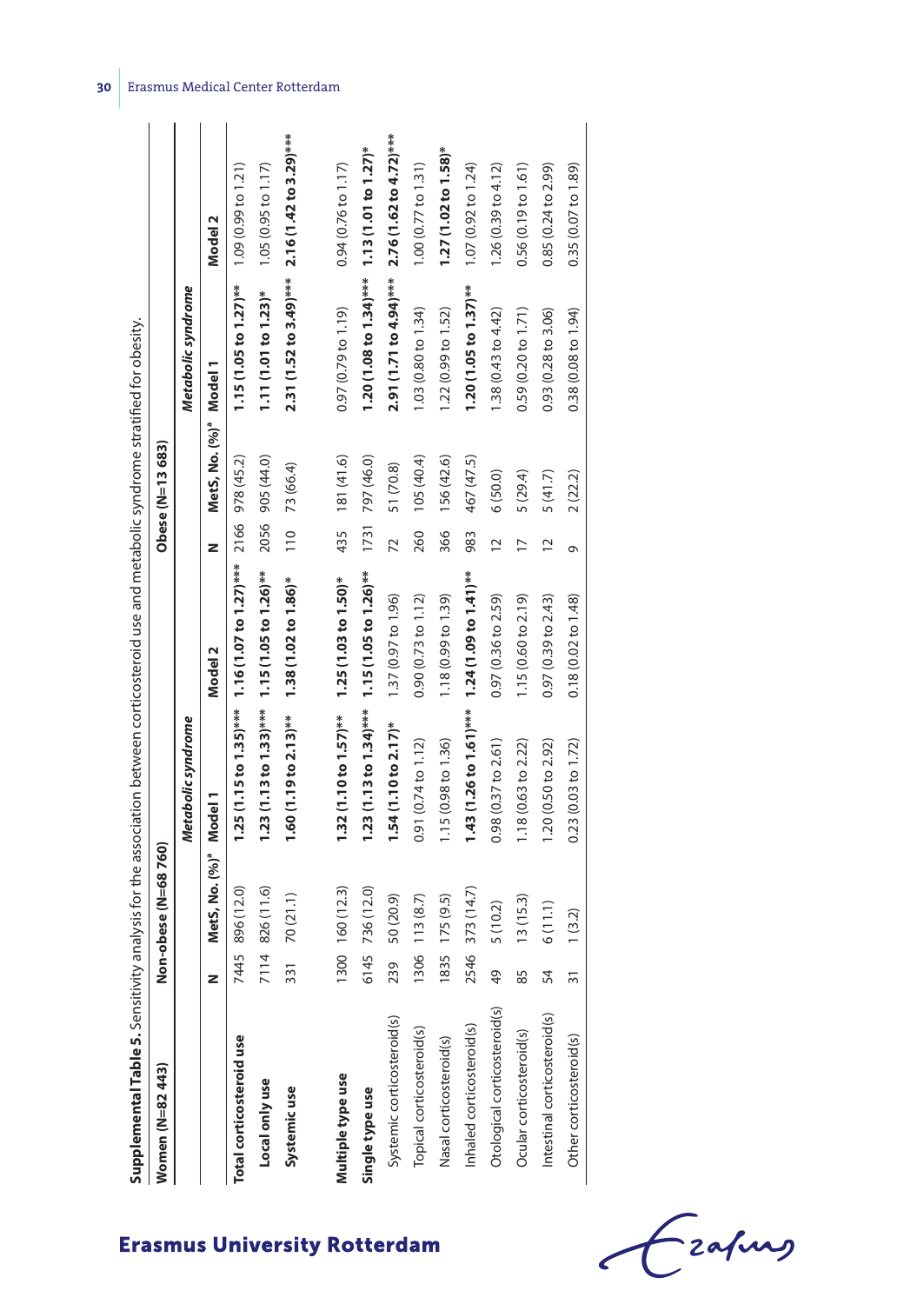**Supplemental Table 5.** Sensitivity analysis for the association between corticosteroid use and metabolic syndrome stratified for obesity.

| Women (N=82 443) | Non-obese (N=68 760) | | | | Obese (N=13 683) | | | |
|---|---|---|---|---|---|---|---|---|
| | | | *Metabolic syndrome* | | | | *Metabolic syndrome* | |
| | N | MetS, No. (%)[a] | Model 1 | Model 2 | N | MetS, No. (%)[a] | Model 1 | Model 2 |
| **Total corticosteroid use** | 7445 | 896 (12.0) | **1.25 (1.15 to 1.35)*****  | **1.16 (1.07 to 1.27)***** | 2166 | 978 (45.2) | **1.15 (1.05 to 1.27)**** | 1.09 (0.99 to 1.21) |
| **Local only use** | 7114 | 826 (11.6) | **1.23 (1.13 to 1.33)***** | **1.15 (1.05 to 1.26)**** | 2056 | 905 (44.0) | **1.11 (1.01 to 1.23)*** | 1.05 (0.95 to 1.17) |
| **Systemic use** | 331 | 70 (21.1) | **1.60 (1.19 to 2.13)**** | **1.38 (1.02 to 1.86)*** | 110 | 73 (66.4) | **2.31 (1.52 to 3.49)***** | **2.16 (1.42 to 3.29)***** |
| | | | | | | | | |
| **Multiple type use** | 1300 | 160 (12.3) | **1.32 (1.10 to 1.57)**** | **1.25 (1.03 to 1.50)*** | 435 | 181 (41.6) | 0.97 (0.79 to 1.19) | 0.94 (0.76 to 1.17) |
| **Single type use** | 6145 | 736 (12.0) | **1.23 (1.13 to 1.34)***** | **1.15 (1.05 to 1.26)**** | 1731 | 797 (46.0) | **1.20 (1.08 to 1.34)***** | **1.13 (1.01 to 1.27)*** |
| Systemic corticosteroid(s) | 239 | 50 (20.9) | **1.54 (1.10 to 2.17)*** | 1.37 (0.97 to 1.96) | 72 | 51 (70.8) | **2.91 (1.71 to 4.94)***** | **2.76 (1.62 to 4.72)***** |
| Topical corticosteroid(s) | 1306 | 113 (8.7) | 0.91 (0.74 to 1.12) | 0.90 (0.73 to 1.12) | 260 | 105 (40.4) | 1.03 (0.80 to 1.34) | 1.00 (0.77 to 1.31) |
| Nasal corticosteroid(s) | 1835 | 175 (9.5) | 1.15 (0.98 to 1.36) | 1.18 (0.99 to 1.39) | 366 | 156 (42.6) | 1.22 (0.99 to 1.52) | **1.27 (1.02 to 1.58)*** |
| Inhaled corticosteroid(s) | 2546 | 373 (14.7) | **1.43 (1.26 to 1.61)***** | **1.24 (1.09 to 1.41)**** | 983 | 467 (47.5) | **1.20 (1.05 to 1.37)**** | 1.07 (0.92 to 1.24) |
| Otological corticosteroid(s) | 49 | 5 (10.2) | 0.98 (0.37 to 2.61) | 0.97 (0.36 to 2.59) | 12 | 6 (50.0) | 1.38 (0.43 to 4.42) | 1.26 (0.39 to 4.12) |
| Ocular corticosteroid(s) | 85 | 13 (15.3) | 1.18 (0.63 to 2.22) | 1.15 (0.60 to 2.19) | 17 | 5 (29.4) | 0.59 (0.20 to 1.71) | 0.56 (0.19 to 1.61) |
| Intestinal corticosteroid(s) | 54 | 6 (11.1) | 1.20 (0.50 to 2.92) | 0.97 (0.39 to 2.43) | 12 | 5 (41.7) | 0.93 (0.28 to 3.06) | 0.85 (0.24 to 2.99) |
| Other corticosteroid(s) | 31 | 1 (3.2) | 0.23 (0.03 to 1.72) | 0.18 (0.02 to 1.48) | 9 | 2 (22.2) | 0.38 (0.08 to 1.94) | 0.35 (0.07 to 1.89) |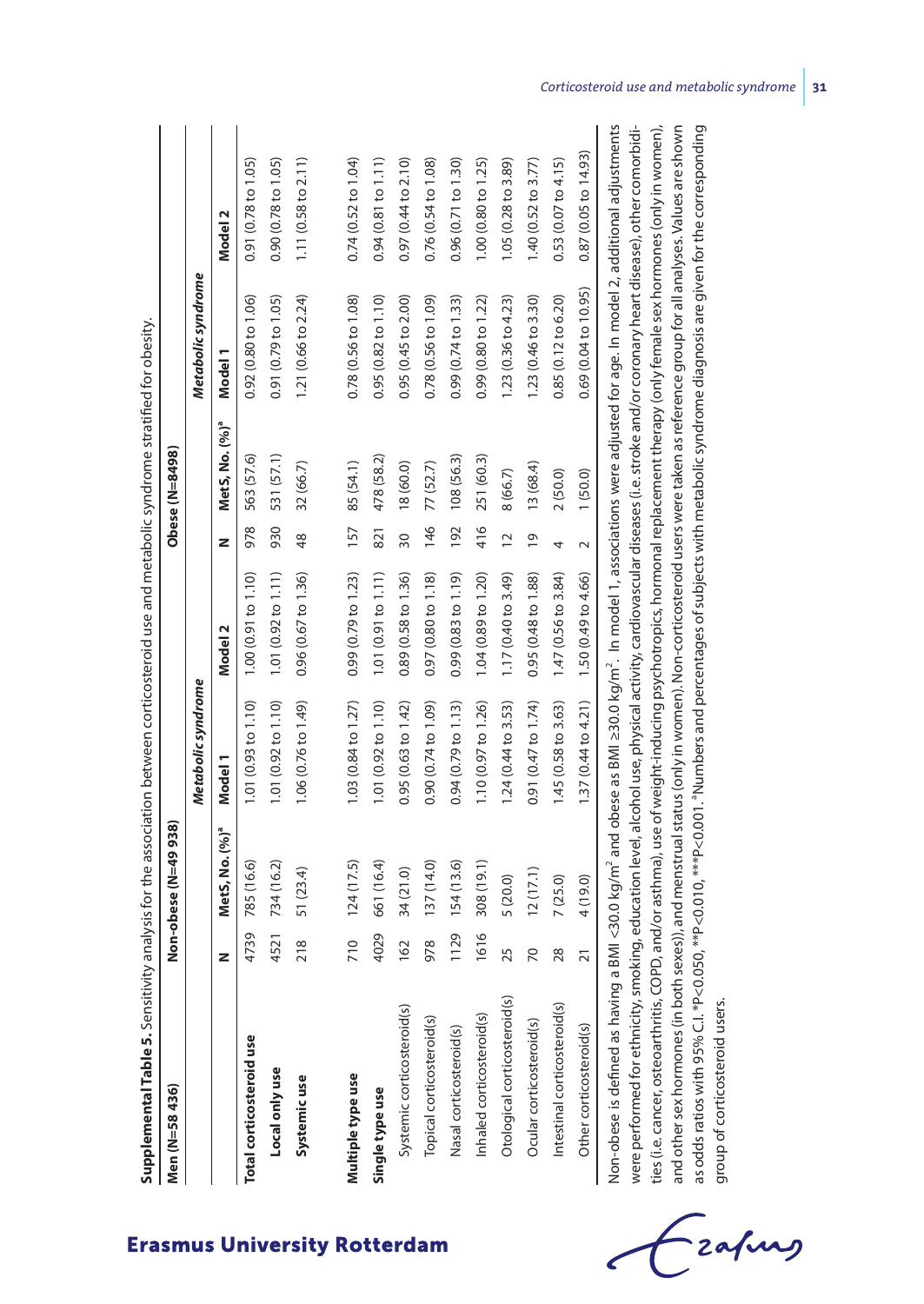**Supplemental Table 5.** Sensitivity analysis for the association between corticosteroid use and metabolic syndrome stratified for obesity.

| Men (N=58 436) | Non-obese (N=49 938) | | | | Obese (N=8498) | | | |
|---|---|---|---|---|---|---|---|---|
| | | | *Metabolic syndrome* | | | | *Metabolic syndrome* | |
| | N | MetS, No. (%)[a] | Model 1 | Model 2 | N | MetS, No. (%)[a] | Model 1 | Model 2 |
| **Total corticosteroid use** | 4739 | 785 (16.6) | 1.01 (0.93 to 1.10) | 1.00 (0.91 to 1.10) | 978 | 563 (57.6) | 0.92 (0.80 to 1.06) | 0.91 (0.78 to 1.05) |
| **Local only use** | 4521 | 734 (16.2) | 1.01 (0.92 to 1.10) | 1.01 (0.92 to 1.11) | 930 | 531 (57.1) | 0.91 (0.79 to 1.05) | 0.90 (0.78 to 1.05) |
| **Systemic use** | 218 | 51 (23.4) | 1.06 (0.76 to 1.49) | 0.96 (0.67 to 1.36) | 48 | 32 (66.7) | 1.21 (0.66 to 2.24) | 1.11 (0.58 to 2.11) |
| **Multiple type use** | 710 | 124 (17.5) | 1.03 (0.84 to 1.27) | 0.99 (0.79 to 1.23) | 157 | 85 (54.1) | 0.78 (0.56 to 1.08) | 0.74 (0.52 to 1.04) |
| **Single type use** | 4029 | 661 (16.4) | 1.01 (0.92 to 1.10) | 1.01 (0.91 to 1.11) | 821 | 478 (58.2) | 0.95 (0.82 to 1.10) | 0.94 (0.81 to 1.11) |
| Systemic corticosteroid(s) | 162 | 34 (21.0) | 0.95 (0.63 to 1.42) | 0.89 (0.58 to 1.36) | 30 | 18 (60.0) | 0.95 (0.45 to 2.00) | 0.97 (0.44 to 2.10) |
| Topical corticosteroid(s) | 978 | 137 (14.0) | 0.90 (0.74 to 1.09) | 0.97 (0.80 to 1.18) | 146 | 77 (52.7) | 0.78 (0.56 to 1.09) | 0.76 (0.54 to 1.08) |
| Nasal corticosteroid(s) | 1129 | 154 (13.6) | 0.94 (0.79 to 1.13) | 0.99 (0.83 to 1.19) | 192 | 108 (56.3) | 0.99 (0.74 to 1.33) | 0.96 (0.71 to 1.30) |
| Inhaled corticosteroid(s) | 1616 | 308 (19.1) | 1.10 (0.97 to 1.26) | 1.04 (0.89 to 1.20) | 416 | 251 (60.3) | 0.99 (0.80 to 1.22) | 1.00 (0.80 to 1.25) |
| Otological corticosteroid(s) | 25 | 5 (20.0) | 1.24 (0.44 to 3.53) | 1.17 (0.40 to 3.49) | 12 | 8 (66.7) | 1.23 (0.36 to 4.23) | 1.05 (0.28 to 3.89) |
| Ocular corticosteroid(s) | 70 | 12 (17.1) | 0.91 (0.47 to 1.74) | 0.95 (0.48 to 1.88) | 19 | 13 (68.4) | 1.23 (0.46 to 3.30) | 1.40 (0.52 to 3.77) |
| Intestinal corticosteroid(s) | 28 | 7 (25.0) | 1.45 (0.58 to 3.63) | 1.47 (0.56 to 3.84) | 4 | 2 (50.0) | 0.85 (0.12 to 6.20) | 0.53 (0.07 to 4.15) |
| Other corticosteroid(s) | 21 | 4 (19.0) | 1.37 (0.44 to 4.21) | 1.50 (0.49 to 4.66) | 2 | 1 (50.0) | 0.69 (0.04 to 10.95) | 0.87 (0.05 to 14.93) |

Non-obese is defined as having a BMI <30.0 kg/m$^2$ and obese as BMI ≥30.0 kg/m$^2$. In model 1, associations were adjusted for age. In model 2, additional adjustments were performed for ethnicity, smoking, education level, alcohol use, physical activity, cardiovascular diseases (i.e. stroke and/or coronary heart disease), other comorbidities (i.e. cancer, osteoarthritis, COPD, and/or asthma), use of weight-inducing psychotropics, hormonal replacement therapy (only female sex hormones (only in women), and other sex hormones (in both sexes)), and menstrual status (only in women). Non-corticosteroid users were taken as reference group for all analyses. Values are shown as odds ratios with 95% C.I. *P<0.050, **P<0.010, ***P<0.001. [a]Numbers and percentages of subjects with metabolic syndrome diagnosis are given for the corresponding group of corticosteroid users.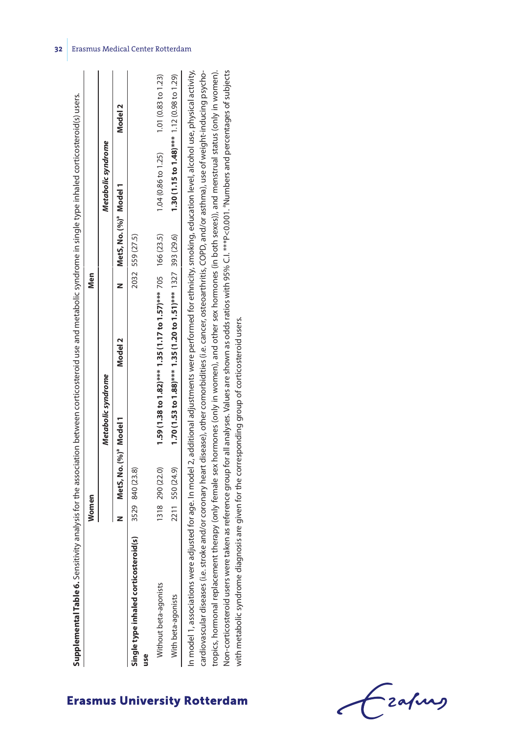**Supplemental Table 6.** Sensitivity analysis for the association between corticosteroid use and metabolic syndrome in single type inhaled corticosteroid(s) users.

| | Women | | | | Men | | | |
|---|---|---|---|---|---|---|---|---|
| | | | *Metabolic syndrome* | | | | *Metabolic syndrome* | |
| | N | MetS, No. (%)[a] | Model 1 | Model 2 | N | MetS, No. (%)[a] | Model 1 | Model 2 |
| **Single type inhaled corticosteroid(s) use** | 3529 | 840 (23.8) | | | 2032 | 559 (27.5) | | |
| Without beta-agonists | 1318 | 290 (22.0) | **1.59 (1.38 to 1.82)\*\*\*** | **1.35 (1.17 to 1.57)\*\*\*** | 705 | 166 (23.5) | 1.04 (0.86 to 1.25) | 1.01 (0.83 to 1.23) |
| With beta-agonists | 2211 | 550 (24.9) | **1.70 (1.53 to 1.88)\*\*\*** | **1.35 (1.20 to 1.51)\*\*\*** | 1327 | 393 (29.6) | **1.30 (1.15 to 1.48)\*\*\*** | 1.12 (0.98 to 1.29) |

In model 1, associations were adjusted for age. In model 2, additional adjustments were performed for ethnicity, smoking, education level, alcohol use, physical activity, cardiovascular diseases (i.e. stroke and/or coronary heart disease), other comorbidities (i.e. cancer, osteoarthritis, COPD, and/or asthma), use of weight-inducing psychotropics, hormonal replacement therapy (only female sex hormones (only in women), and other sex hormones (in both sexes)), and menstrual status (only in women). Non-corticosteroid users were taken as reference group for all analyses. Values are shown as odds ratios with 95% C.I. \*\*\*P<0.001. [a]Numbers and percentages of subjects with metabolic syndrome diagnosis are given for the corresponding group of corticosteroid users.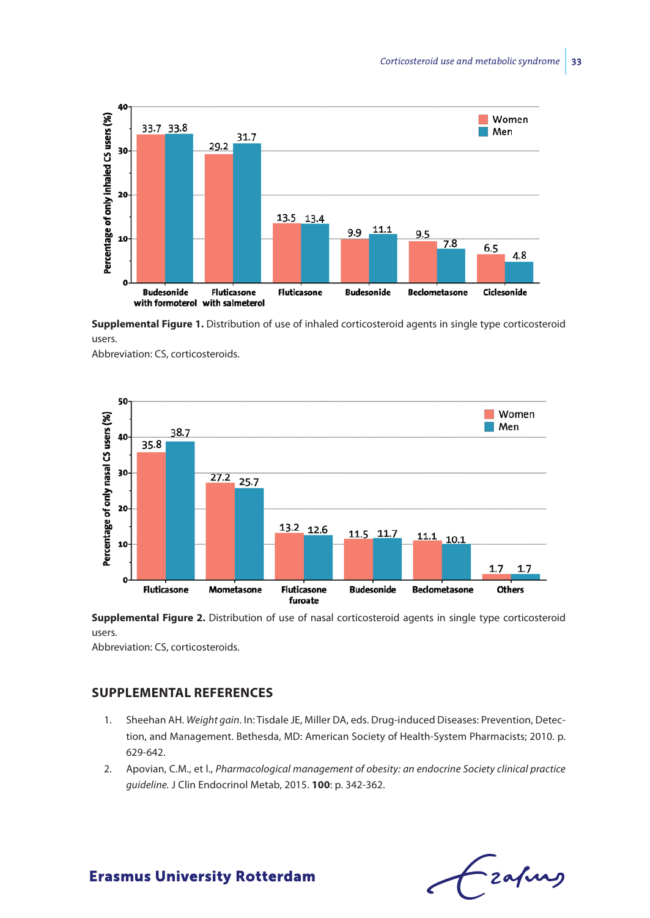Percentage of only inhaled CS users (%)

Women
Men

33.7 33.8
29.2 31.7
13.5 13.4
9.9 11.1
9.5 7.8
6.5 4.8

Budesonide with formoterol
Fluticasone with salmeterol
Fluticasone
Budesonide
Beclometasone
Ciclesonide

**Supplemental Figure 1.** Distribution of use of inhaled corticosteroid agents in single type corticosteroid users.

Abbreviation: CS, corticosteroids.

Percentage of only nasal CS users (%)

Women
Men

35.8 38.7
27.2 25.7
13.2 12.6
11.5 11.7
11.1 10.1
1.7 1.7

Fluticasone
Mometasone
Fluticasone furoate
Budesonide
Beclometasone
Others

**Supplemental Figure 2.** Distribution of use of nasal corticosteroid agents in single type corticosteroid users.

Abbreviation: CS, corticosteroids.

## SUPPLEMENTAL REFERENCES

1. Sheehan AH. *Weight gain*. In: Tisdale JE, Miller DA, eds. Drug-induced Diseases: Prevention, Detection, and Management. Bethesda, MD: American Society of Health-System Pharmacists; 2010. p. 629-642.
2. Apovian, C.M., et l., *Pharmacological management of obesity: an endocrine Society clinical practice guideline.* J Clin Endocrinol Metab, 2015. **100**: p. 342-362.